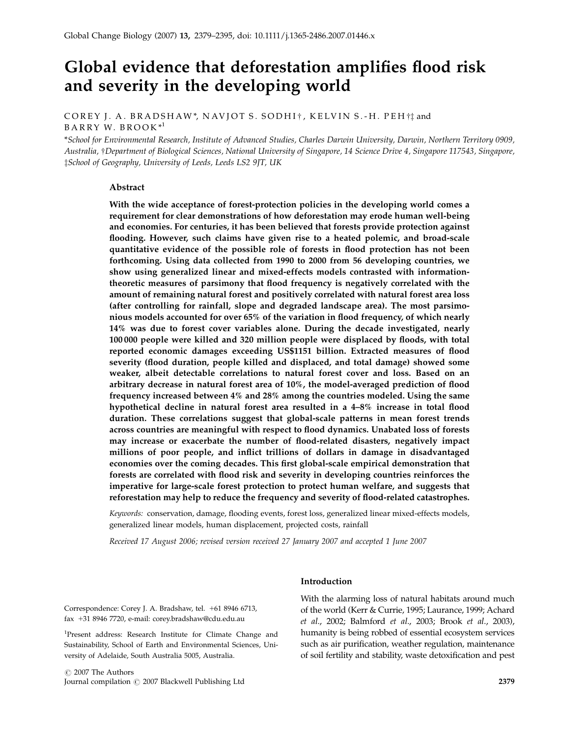# Global evidence that deforestation amplifies flood risk and severity in the developing world

COREY J. A. BRADSHAW*, NAVJOT S. SODHI†, KELVIN S.-H. PEH†‡ and BARRY W. BROOK*[1]

*School for Environmental Research, Institute of Advanced Studies, Charles Darwin University, Darwin, Northern Territory 0909, Australia, †Department of Biological Sciences, National University of Singapore, 14 Science Drive 4, Singapore 117543, Singapore, ‡School of Geography, University of Leeds, Leeds LS2 9JT, UK

## Abstract

**With the wide acceptance of forest-protection policies in the developing world comes a requirement for clear demonstrations of how deforestation may erode human well-being and economies. For centuries, it has been believed that forests provide protection against flooding. However, such claims have given rise to a heated polemic, and broad-scale quantitative evidence of the possible role of forests in flood protection has not been forthcoming. Using data collected from 1990 to 2000 from 56 developing countries, we show using generalized linear and mixed-effects models contrasted with information-theoretic measures of parsimony that flood frequency is negatively correlated with the amount of remaining natural forest and positively correlated with natural forest area loss (after controlling for rainfall, slope and degraded landscape area). The most parsimonious models accounted for over 65% of the variation in flood frequency, of which nearly 14% was due to forest cover variables alone. During the decade investigated, nearly 100 000 people were killed and 320 million people were displaced by floods, with total reported economic damages exceeding US$1151 billion. Extracted measures of flood severity (flood duration, people killed and displaced, and total damage) showed some weaker, albeit detectable correlations to natural forest cover and loss. Based on an arbitrary decrease in natural forest area of 10%, the model-averaged prediction of flood frequency increased between 4% and 28% among the countries modeled. Using the same hypothetical decline in natural forest area resulted in a 4–8% increase in total flood duration. These correlations suggest that global-scale patterns in mean forest trends across countries are meaningful with respect to flood dynamics. Unabated loss of forests may increase or exacerbate the number of flood-related disasters, negatively impact millions of poor people, and inflict trillions of dollars in damage in disadvantaged economies over the coming decades. This first global-scale empirical demonstration that forests are correlated with flood risk and severity in developing countries reinforces the imperative for large-scale forest protection to protect human welfare, and suggests that reforestation may help to reduce the frequency and severity of flood-related catastrophes.**

*Keywords:* conservation, damage, flooding events, forest loss, generalized linear mixed-effects models, generalized linear models, human displacement, projected costs, rainfall

*Received 17 August 2006; revised version received 27 January 2007 and accepted 1 June 2007*

## Introduction

With the alarming loss of natural habitats around much of the world (Kerr & Currie, 1995; Laurance, 1999; Achard *et al*., 2002; Balmford *et al*., 2003; Brook *et al*., 2003), humanity is being robbed of essential ecosystem services such as air purification, weather regulation, maintenance of soil fertility and stability, waste detoxification and pest

Correspondence: Corey J. A. Bradshaw, tel. +61 8946 6713, fax +31 8946 7720, e-mail: corey.bradshaw@cdu.edu.au

[1]Present address: Research Institute for Climate Change and Sustainability, School of Earth and Environmental Sciences, University of Adelaide, South Australia 5005, Australia.

© 2007 The Authors
Journal compilation © 2007 Blackwell Publishing Ltd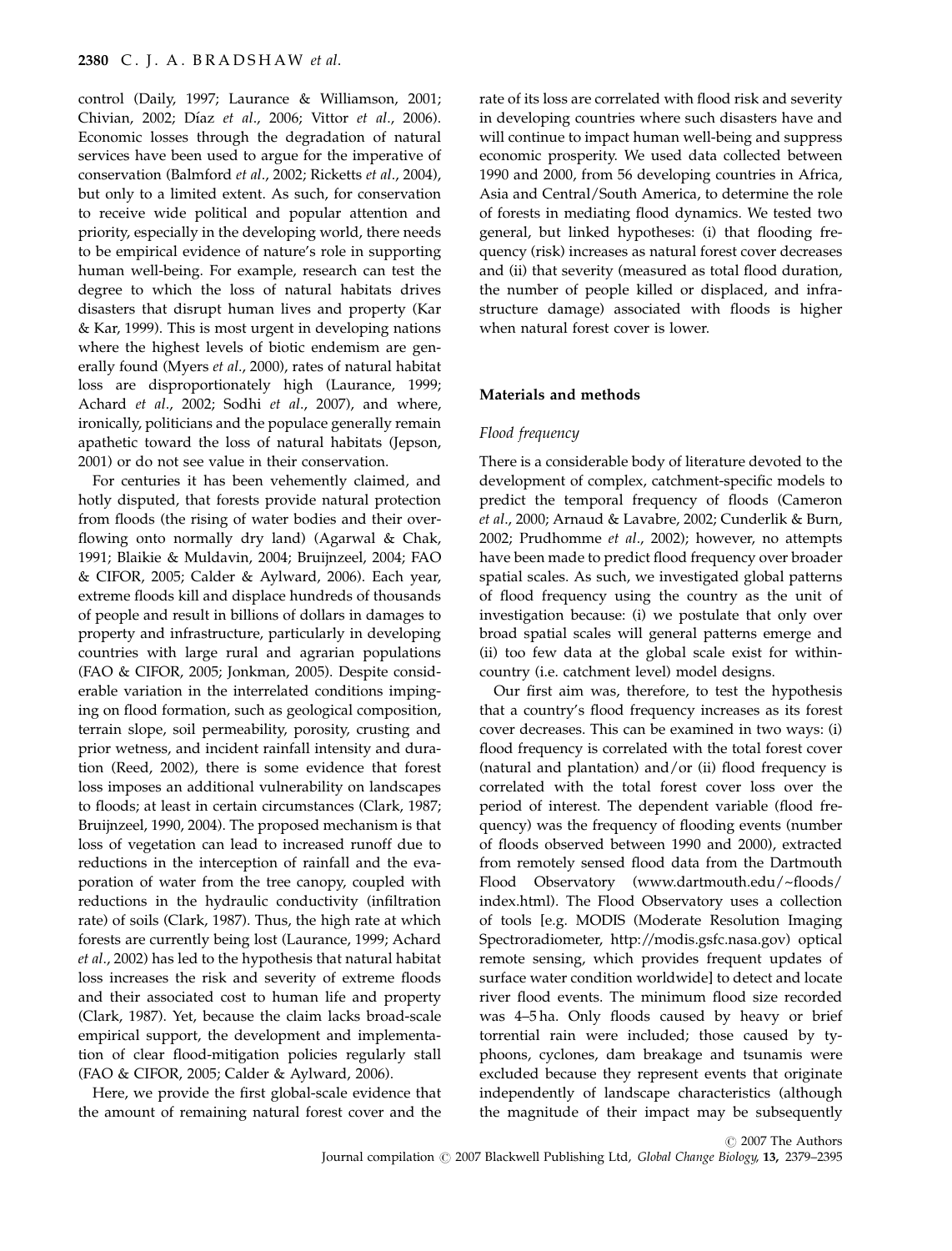control (Daily, 1997; Laurance & Williamson, 2001; Chivian, 2002; Díaz *et al*., 2006; Vittor *et al*., 2006). Economic losses through the degradation of natural services have been used to argue for the imperative of conservation (Balmford *et al*., 2002; Ricketts *et al*., 2004), but only to a limited extent. As such, for conservation to receive wide political and popular attention and priority, especially in the developing world, there needs to be empirical evidence of nature's role in supporting human well-being. For example, research can test the degree to which the loss of natural habitats drives disasters that disrupt human lives and property (Kar & Kar, 1999). This is most urgent in developing nations where the highest levels of biotic endemism are generally found (Myers *et al*., 2000), rates of natural habitat loss are disproportionately high (Laurance, 1999; Achard *et al*., 2002; Sodhi *et al*., 2007), and where, ironically, politicians and the populace generally remain apathetic toward the loss of natural habitats (Jepson, 2001) or do not see value in their conservation.

For centuries it has been vehemently claimed, and hotly disputed, that forests provide natural protection from floods (the rising of water bodies and their overflowing onto normally dry land) (Agarwal & Chak, 1991; Blaikie & Muldavin, 2004; Bruijnzeel, 2004; FAO & CIFOR, 2005; Calder & Aylward, 2006). Each year, extreme floods kill and displace hundreds of thousands of people and result in billions of dollars in damages to property and infrastructure, particularly in developing countries with large rural and agrarian populations (FAO & CIFOR, 2005; Jonkman, 2005). Despite considerable variation in the interrelated conditions impinging on flood formation, such as geological composition, terrain slope, soil permeability, porosity, crusting and prior wetness, and incident rainfall intensity and duration (Reed, 2002), there is some evidence that forest loss imposes an additional vulnerability on landscapes to floods; at least in certain circumstances (Clark, 1987; Bruijnzeel, 1990, 2004). The proposed mechanism is that loss of vegetation can lead to increased runoff due to reductions in the interception of rainfall and the evaporation of water from the tree canopy, coupled with reductions in the hydraulic conductivity (infiltration rate) of soils (Clark, 1987). Thus, the high rate at which forests are currently being lost (Laurance, 1999; Achard *et al*., 2002) has led to the hypothesis that natural habitat loss increases the risk and severity of extreme floods and their associated cost to human life and property (Clark, 1987). Yet, because the claim lacks broad-scale empirical support, the development and implementation of clear flood-mitigation policies regularly stall (FAO & CIFOR, 2005; Calder & Aylward, 2006).

Here, we provide the first global-scale evidence that the amount of remaining natural forest cover and the rate of its loss are correlated with flood risk and severity in developing countries where such disasters have and will continue to impact human well-being and suppress economic prosperity. We used data collected between 1990 and 2000, from 56 developing countries in Africa, Asia and Central/South America, to determine the role of forests in mediating flood dynamics. We tested two general, but linked hypotheses: (i) that flooding frequency (risk) increases as natural forest cover decreases and (ii) that severity (measured as total flood duration, the number of people killed or displaced, and infrastructure damage) associated with floods is higher when natural forest cover is lower.

## Materials and methods

### Flood frequency

There is a considerable body of literature devoted to the development of complex, catchment-specific models to predict the temporal frequency of floods (Cameron *et al*., 2000; Arnaud & Lavabre, 2002; Cunderlik & Burn, 2002; Prudhomme *et al*., 2002); however, no attempts have been made to predict flood frequency over broader spatial scales. As such, we investigated global patterns of flood frequency using the country as the unit of investigation because: (i) we postulate that only over broad spatial scales will general patterns emerge and (ii) too few data at the global scale exist for within-country (i.e. catchment level) model designs.

Our first aim was, therefore, to test the hypothesis that a country's flood frequency increases as its forest cover decreases. This can be examined in two ways: (i) flood frequency is correlated with the total forest cover (natural and plantation) and/or (ii) flood frequency is correlated with the total forest cover loss over the period of interest. The dependent variable (flood frequency) was the frequency of flooding events (number of floods observed between 1990 and 2000), extracted from remotely sensed flood data from the Dartmouth Flood Observatory (www.dartmouth.edu/~floods/index.html). The Flood Observatory uses a collection of tools [e.g. MODIS (Moderate Resolution Imaging Spectroradiometer, http://modis.gsfc.nasa.gov) optical remote sensing, which provides frequent updates of surface water condition worldwide] to detect and locate river flood events. The minimum flood size recorded was 4–5 ha. Only floods caused by heavy or brief torrential rain were included; those caused by typhoons, cyclones, dam breakage and tsunamis were excluded because they represent events that originate independently of landscape characteristics (although the magnitude of their impact may be subsequently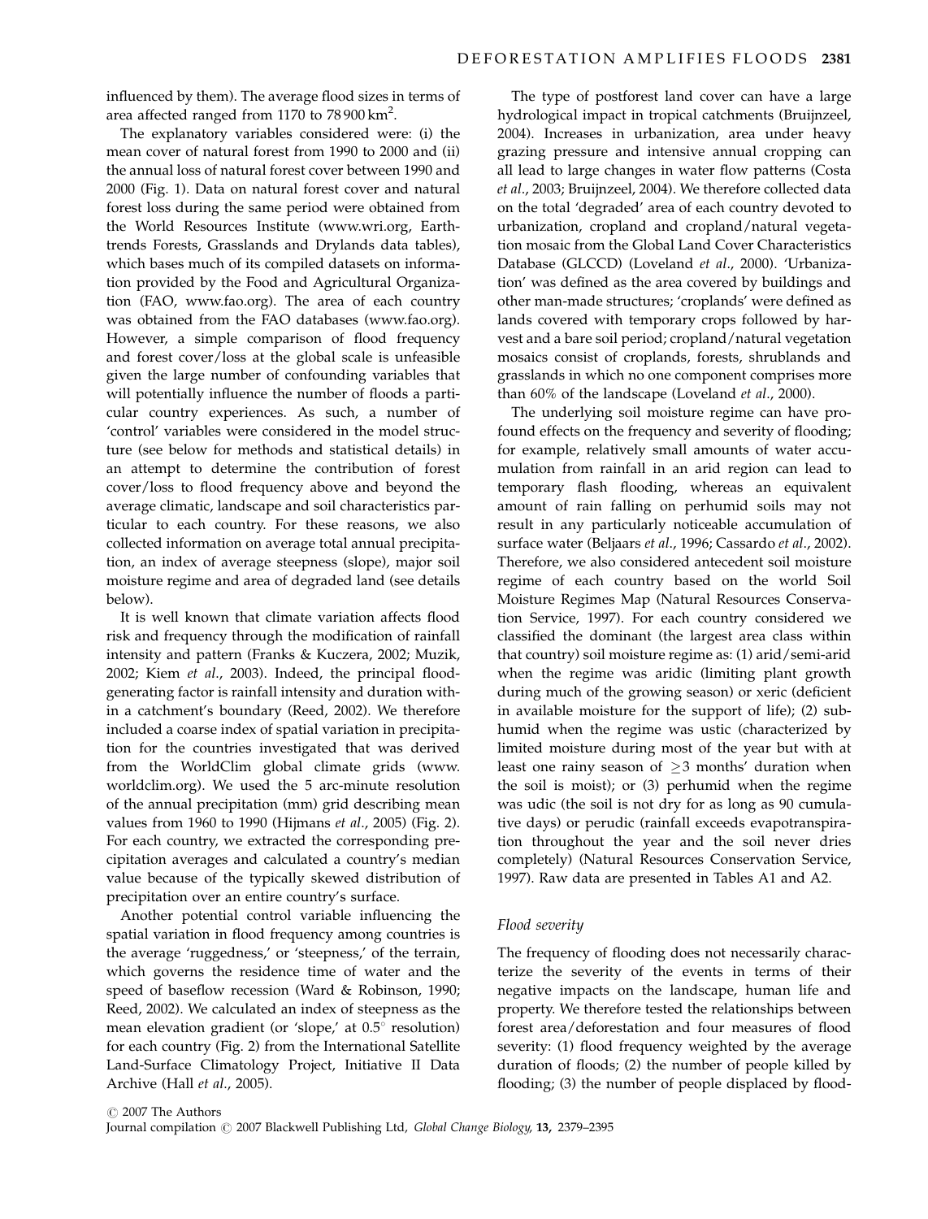influenced by them). The average flood sizes in terms of area affected ranged from 1170 to 78 900 km$^2$.

The explanatory variables considered were: (i) the mean cover of natural forest from 1990 to 2000 and (ii) the annual loss of natural forest cover between 1990 and 2000 (Fig. 1). Data on natural forest cover and natural forest loss during the same period were obtained from the World Resources Institute (www.wri.org, Earthtrends Forests, Grasslands and Drylands data tables), which bases much of its compiled datasets on information provided by the Food and Agricultural Organization (FAO, www.fao.org). The area of each country was obtained from the FAO databases (www.fao.org). However, a simple comparison of flood frequency and forest cover/loss at the global scale is unfeasible given the large number of confounding variables that will potentially influence the number of floods a particular country experiences. As such, a number of 'control' variables were considered in the model structure (see below for methods and statistical details) in an attempt to determine the contribution of forest cover/loss to flood frequency above and beyond the average climatic, landscape and soil characteristics particular to each country. For these reasons, we also collected information on average total annual precipitation, an index of average steepness (slope), major soil moisture regime and area of degraded land (see details below).

It is well known that climate variation affects flood risk and frequency through the modification of rainfall intensity and pattern (Franks & Kuczera, 2002; Muzik, 2002; Kiem *et al.*, 2003). Indeed, the principal flood-generating factor is rainfall intensity and duration within a catchment's boundary (Reed, 2002). We therefore included a coarse index of spatial variation in precipitation for the countries investigated that was derived from the WorldClim global climate grids (www.worldclim.org). We used the 5 arc-minute resolution of the annual precipitation (mm) grid describing mean values from 1960 to 1990 (Hijmans *et al.*, 2005) (Fig. 2). For each country, we extracted the corresponding precipitation averages and calculated a country's median value because of the typically skewed distribution of precipitation over an entire country's surface.

Another potential control variable influencing the spatial variation in flood frequency among countries is the average 'ruggedness,' or 'steepness,' of the terrain, which governs the residence time of water and the speed of baseflow recession (Ward & Robinson, 1990; Reed, 2002). We calculated an index of steepness as the mean elevation gradient (or 'slope,' at 0.5° resolution) for each country (Fig. 2) from the International Satellite Land-Surface Climatology Project, Initiative II Data Archive (Hall *et al.*, 2005).

The type of postforest land cover can have a large hydrological impact in tropical catchments (Bruijnzeel, 2004). Increases in urbanization, area under heavy grazing pressure and intensive annual cropping can all lead to large changes in water flow patterns (Costa *et al.*, 2003; Bruijnzeel, 2004). We therefore collected data on the total 'degraded' area of each country devoted to urbanization, cropland and cropland/natural vegetation mosaic from the Global Land Cover Characteristics Database (GLCCD) (Loveland *et al.*, 2000). 'Urbanization' was defined as the area covered by buildings and other man-made structures; 'croplands' were defined as lands covered with temporary crops followed by harvest and a bare soil period; cropland/natural vegetation mosaics consist of croplands, forests, shrublands and grasslands in which no one component comprises more than 60% of the landscape (Loveland *et al.*, 2000).

The underlying soil moisture regime can have profound effects on the frequency and severity of flooding; for example, relatively small amounts of water accumulation from rainfall in an arid region can lead to temporary flash flooding, whereas an equivalent amount of rain falling on perhumid soils may not result in any particularly noticeable accumulation of surface water (Beljaars *et al.*, 1996; Cassardo *et al.*, 2002). Therefore, we also considered antecedent soil moisture regime of each country based on the world Soil Moisture Regimes Map (Natural Resources Conservation Service, 1997). For each country considered we classified the dominant (the largest area class within that country) soil moisture regime as: (1) arid/semi-arid when the regime was aridic (limiting plant growth during much of the growing season) or xeric (deficient in available moisture for the support of life); (2) subhumid when the regime was ustic (characterized by limited moisture during most of the year but with at least one rainy season of $\geq$3 months' duration when the soil is moist); or (3) perhumid when the regime was udic (the soil is not dry for as long as 90 cumulative days) or perudic (rainfall exceeds evapotranspiration throughout the year and the soil never dries completely) (Natural Resources Conservation Service, 1997). Raw data are presented in Tables A1 and A2.

### Flood severity

The frequency of flooding does not necessarily characterize the severity of the events in terms of their negative impacts on the landscape, human life and property. We therefore tested the relationships between forest area/deforestation and four measures of flood severity: (1) flood frequency weighted by the average duration of floods; (2) the number of people killed by flooding; (3) the number of people displaced by flood-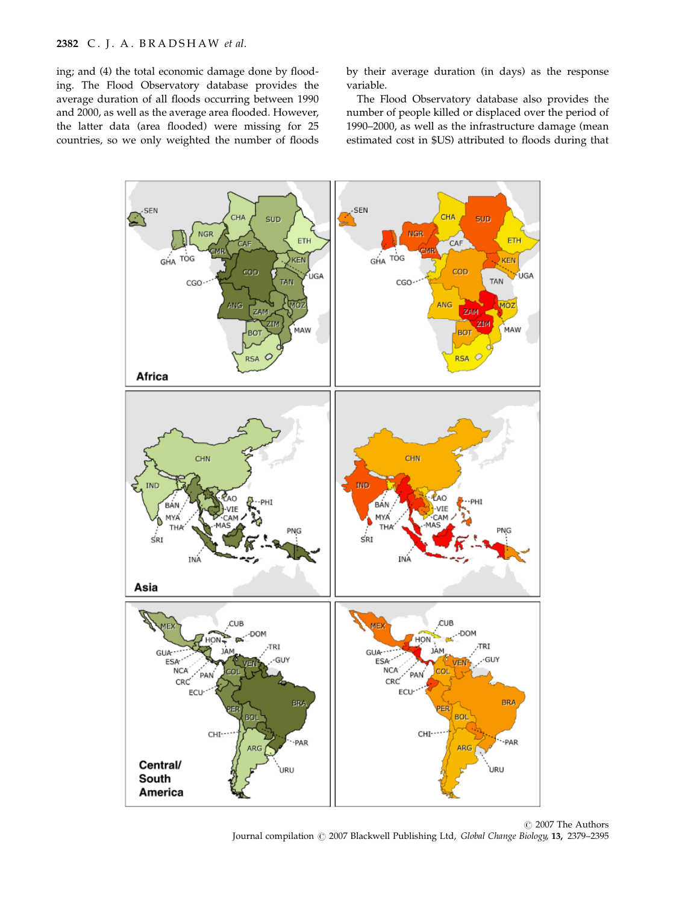ing; and (4) the total economic damage done by flooding. The Flood Observatory database provides the average duration of all floods occurring between 1990 and 2000, as well as the average area flooded. However, the latter data (area flooded) were missing for 25 countries, so we only weighted the number of floods by their average duration (in days) as the response variable.

The Flood Observatory database also provides the number of people killed or displaced over the period of 1990–2000, as well as the infrastructure damage (mean estimated cost in \$US) attributed to floods during that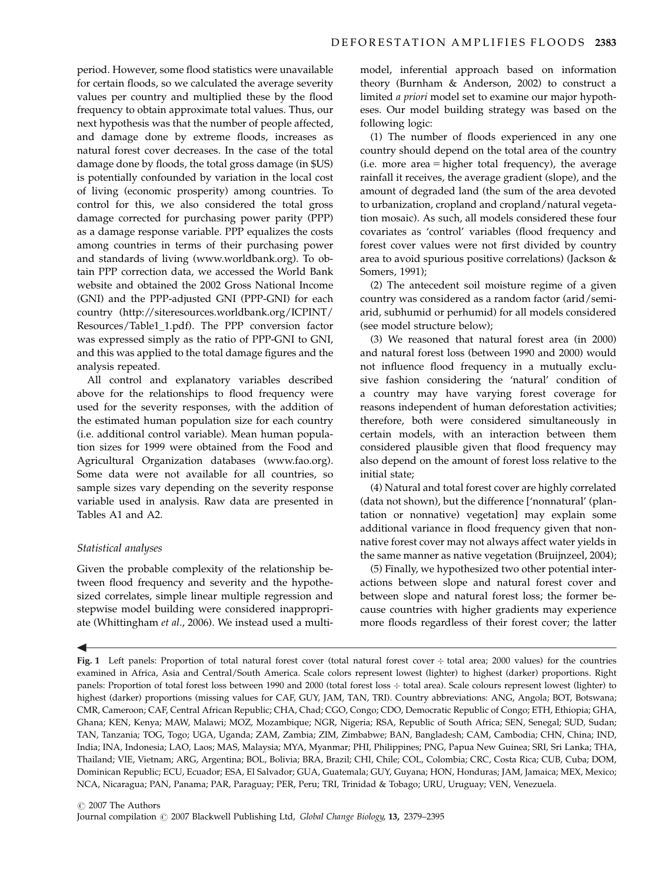period. However, some flood statistics were unavailable for certain floods, so we calculated the average severity values per country and multiplied these by the flood frequency to obtain approximate total values. Thus, our next hypothesis was that the number of people affected, and damage done by extreme floods, increases as natural forest cover decreases. In the case of the total damage done by floods, the total gross damage (in $US) is potentially confounded by variation in the local cost of living (economic prosperity) among countries. To control for this, we also considered the total gross damage corrected for purchasing power parity (PPP) as a damage response variable. PPP equalizes the costs among countries in terms of their purchasing power and standards of living (www.worldbank.org). To obtain PPP correction data, we accessed the World Bank website and obtained the 2002 Gross National Income (GNI) and the PPP-adjusted GNI (PPP-GNI) for each country (http://siteresources.worldbank.org/ICPINT/Resources/Table1_1.pdf). The PPP conversion factor was expressed simply as the ratio of PPP-GNI to GNI, and this was applied to the total damage figures and the analysis repeated.

All control and explanatory variables described above for the relationships to flood frequency were used for the severity responses, with the addition of the estimated human population size for each country (i.e. additional control variable). Mean human population sizes for 1999 were obtained from the Food and Agricultural Organization databases (www.fao.org). Some data were not available for all countries, so sample sizes vary depending on the severity response variable used in analysis. Raw data are presented in Tables A1 and A2.

### Statistical analyses

Given the probable complexity of the relationship between flood frequency and severity and the hypothesized correlates, simple linear multiple regression and stepwise model building were considered inappropriate (Whittingham *et al*., 2006). We instead used a multimodel, inferential approach based on information theory (Burnham & Anderson, 2002) to construct a limited *a priori* model set to examine our major hypotheses. Our model building strategy was based on the following logic:

(1) The number of floods experienced in any one country should depend on the total area of the country (i.e. more area = higher total frequency), the average rainfall it receives, the average gradient (slope), and the amount of degraded land (the sum of the area devoted to urbanization, cropland and cropland/natural vegetation mosaic). As such, all models considered these four covariates as 'control' variables (flood frequency and forest cover values were not first divided by country area to avoid spurious positive correlations) (Jackson & Somers, 1991);

(2) The antecedent soil moisture regime of a given country was considered as a random factor (arid/semiarid, subhumid or perhumid) for all models considered (see model structure below);

(3) We reasoned that natural forest area (in 2000) and natural forest loss (between 1990 and 2000) would not influence flood frequency in a mutually exclusive fashion considering the 'natural' condition of a country may have varying forest coverage for reasons independent of human deforestation activities; therefore, both were considered simultaneously in certain models, with an interaction between them considered plausible given that flood frequency may also depend on the amount of forest loss relative to the initial state;

(4) Natural and total forest cover are highly correlated (data not shown), but the difference ['nonnatural' (plantation or nonnative) vegetation] may explain some additional variance in flood frequency given that nonnative forest cover may not always affect water yields in the same manner as native vegetation (Bruijnzeel, 2004);

(5) Finally, we hypothesized two other potential interactions between slope and natural forest cover and between slope and natural forest loss; the former because countries with higher gradients may experience more floods regardless of their forest cover; the latter

**Fig. 1** Left panels: Proportion of total natural forest cover (total natural forest cover ÷ total area; 2000 values) for the countries examined in Africa, Asia and Central/South America. Scale colors represent lowest (lighter) to highest (darker) proportions. Right panels: Proportion of total forest loss between 1990 and 2000 (total forest loss ÷ total area). Scale colours represent lowest (lighter) to highest (darker) proportions (missing values for CAF, GUY, JAM, TAN, TRI). Country abbreviations: ANG, Angola; BOT, Botswana; CMR, Cameroon; CAF, Central African Republic; CHA, Chad; CGO, Congo; CDO, Democratic Republic of Congo; ETH, Ethiopia; GHA, Ghana; KEN, Kenya; MAW, Malawi; MOZ, Mozambique; NGR, Nigeria; RSA, Republic of South Africa; SEN, Senegal; SUD, Sudan; TAN, Tanzania; TOG, Togo; UGA, Uganda; ZAM, Zambia; ZIM, Zimbabwe; BAN, Bangladesh; CAM, Cambodia; CHN, China; IND, India; INA, Indonesia; LAO, Laos; MAS, Malaysia; MYA, Myanmar; PHI, Philippines; PNG, Papua New Guinea; SRI, Sri Lanka; THA, Thailand; VIE, Vietnam; ARG, Argentina; BOL, Bolivia; BRA, Brazil; CHI, Chile; COL, Colombia; CRC, Costa Rica; CUB, Cuba; DOM, Dominican Republic; ECU, Ecuador; ESA, El Salvador; GUA, Guatemala; GUY, Guyana; HON, Honduras; JAM, Jamaica; MEX, Mexico; NCA, Nicaragua; PAN, Panama; PAR, Paraguay; PER, Peru; TRI, Trinidad & Tobago; URU, Uruguay; VEN, Venezuela.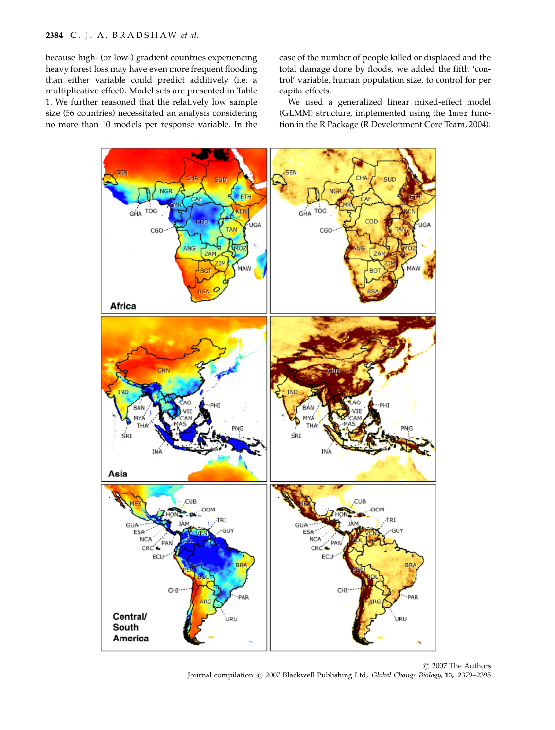because high- (or low-) gradient countries experiencing heavy forest loss may have even more frequent flooding than either variable could predict additively (i.e. a multiplicative effect). Model sets are presented in Table 1. We further reasoned that the relatively low sample size (56 countries) necessitated an analysis considering no more than 10 models per response variable. In the case of the number of people killed or displaced and the total damage done by floods, we added the fifth 'control' variable, human population size, to control for per capita effects.

We used a generalized linear mixed-effect model (GLMM) structure, implemented using the `lmer` function in the R Package (R Development Core Team, 2004).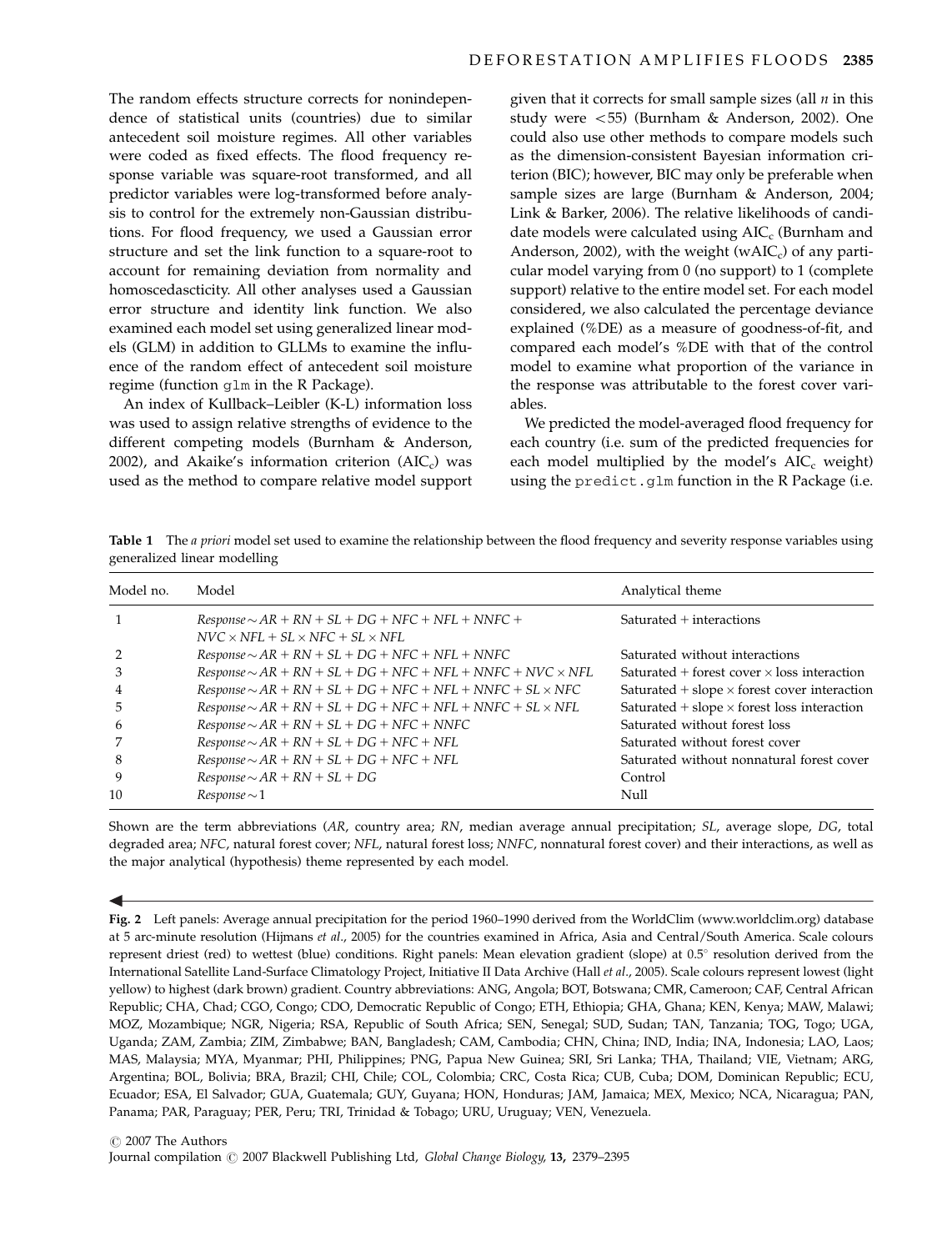The random effects structure corrects for nonindependence of statistical units (countries) due to similar antecedent soil moisture regimes. All other variables were coded as fixed effects. The flood frequency response variable was square-root transformed, and all predictor variables were log-transformed before analysis to control for the extremely non-Gaussian distributions. For flood frequency, we used a Gaussian error structure and set the link function to a square-root to account for remaining deviation from normality and homoscedascticity. All other analyses used a Gaussian error structure and identity link function. We also examined each model set using generalized linear models (GLM) in addition to GLLMs to examine the influence of the random effect of antecedent soil moisture regime (function `glm` in the R Package).

An index of Kullback–Leibler (K-L) information loss was used to assign relative strengths of evidence to the different competing models (Burnham & Anderson, 2002), and Akaike's information criterion ($AIC_c$) was used as the method to compare relative model support given that it corrects for small sample sizes (all $n$ in this study were $<55$) (Burnham & Anderson, 2002). One could also use other methods to compare models such as the dimension-consistent Bayesian information criterion (BIC); however, BIC may only be preferable when sample sizes are large (Burnham & Anderson, 2004; Link & Barker, 2006). The relative likelihoods of candidate models were calculated using $AIC_c$ (Burnham and Anderson, 2002), with the weight ($wAIC_c$) of any particular model varying from 0 (no support) to 1 (complete support) relative to the entire model set. For each model considered, we also calculated the percentage deviance explained (%DE) as a measure of goodness-of-fit, and compared each model's %DE with that of the control model to examine what proportion of the variance in the response was attributable to the forest cover variables.

We predicted the model-averaged flood frequency for each country (i.e. sum of the predicted frequencies for each model multiplied by the model's $AIC_c$ weight) using the `predict.glm` function in the R Package (i.e.

**Table 1** The *a priori* model set used to examine the relationship between the flood frequency and severity response variables using generalized linear modelling

| Model no. | Model | Analytical theme |
|---|---|---|
| 1 | $Response \sim AR + RN + SL + DG + NFC + NFL + NNFC + NVC \times NFL + SL \times NFC + SL \times NFL$ | Saturated + interactions |
| 2 | $Response \sim AR + RN + SL + DG + NFC + NFL + NNFC$ | Saturated without interactions |
| 3 | $Response \sim AR + RN + SL + DG + NFC + NFL + NNFC + NVC \times NFL$ | Saturated + forest cover × loss interaction |
| 4 | $Response \sim AR + RN + SL + DG + NFC + NFL + NNFC + SL \times NFC$ | Saturated + slope × forest cover interaction |
| 5 | $Response \sim AR + RN + SL + DG + NFC + NFL + NNFC + SL \times NFL$ | Saturated + slope × forest loss interaction |
| 6 | $Response \sim AR + RN + SL + DG + NFC + NNFC$ | Saturated without forest loss |
| 7 | $Response \sim AR + RN + SL + DG + NFC + NFL$ | Saturated without forest cover |
| 8 | $Response \sim AR + RN + SL + DG + NFC + NFL$ | Saturated without nonnatural forest cover |
| 9 | $Response \sim AR + RN + SL + DG$ | Control |
| 10 | $Response \sim 1$ | Null |

Shown are the term abbreviations (*AR*, country area; *RN*, median average annual precipitation; *SL*, average slope, *DG*, total degraded area; *NFC*, natural forest cover; *NFL*, natural forest loss; *NNFC*, nonnatural forest cover) and their interactions, as well as the major analytical (hypothesis) theme represented by each model.

**Fig. 2** Left panels: Average annual precipitation for the period 1960–1990 derived from the WorldClim (www.worldclim.org) database at 5 arc-minute resolution (Hijmans *et al*., 2005) for the countries examined in Africa, Asia and Central/South America. Scale colours represent driest (red) to wettest (blue) conditions. Right panels: Mean elevation gradient (slope) at 0.5° resolution derived from the International Satellite Land-Surface Climatology Project, Initiative II Data Archive (Hall *et al*., 2005). Scale colours represent lowest (light yellow) to highest (dark brown) gradient. Country abbreviations: ANG, Angola; BOT, Botswana; CMR, Cameroon; CAF, Central African Republic; CHA, Chad; CGO, Congo; CDO, Democratic Republic of Congo; ETH, Ethiopia; GHA, Ghana; KEN, Kenya; MAW, Malawi; MOZ, Mozambique; NGR, Nigeria; RSA, Republic of South Africa; SEN, Senegal; SUD, Sudan; TAN, Tanzania; TOG, Togo; UGA, Uganda; ZAM, Zambia; ZIM, Zimbabwe; BAN, Bangladesh; CAM, Cambodia; CHN, China; IND, India; INA, Indonesia; LAO, Laos; MAS, Malaysia; MYA, Myanmar; PHI, Philippines; PNG, Papua New Guinea; SRI, Sri Lanka; THA, Thailand; VIE, Vietnam; ARG, Argentina; BOL, Bolivia; BRA, Brazil; CHI, Chile; COL, Colombia; CRC, Costa Rica; CUB, Cuba; DOM, Dominican Republic; ECU, Ecuador; ESA, El Salvador; GUA, Guatemala; GUY, Guyana; HON, Honduras; JAM, Jamaica; MEX, Mexico; NCA, Nicaragua; PAN, Panama; PAR, Paraguay; PER, Peru; TRI, Trinidad & Tobago; URU, Uruguay; VEN, Venezuela.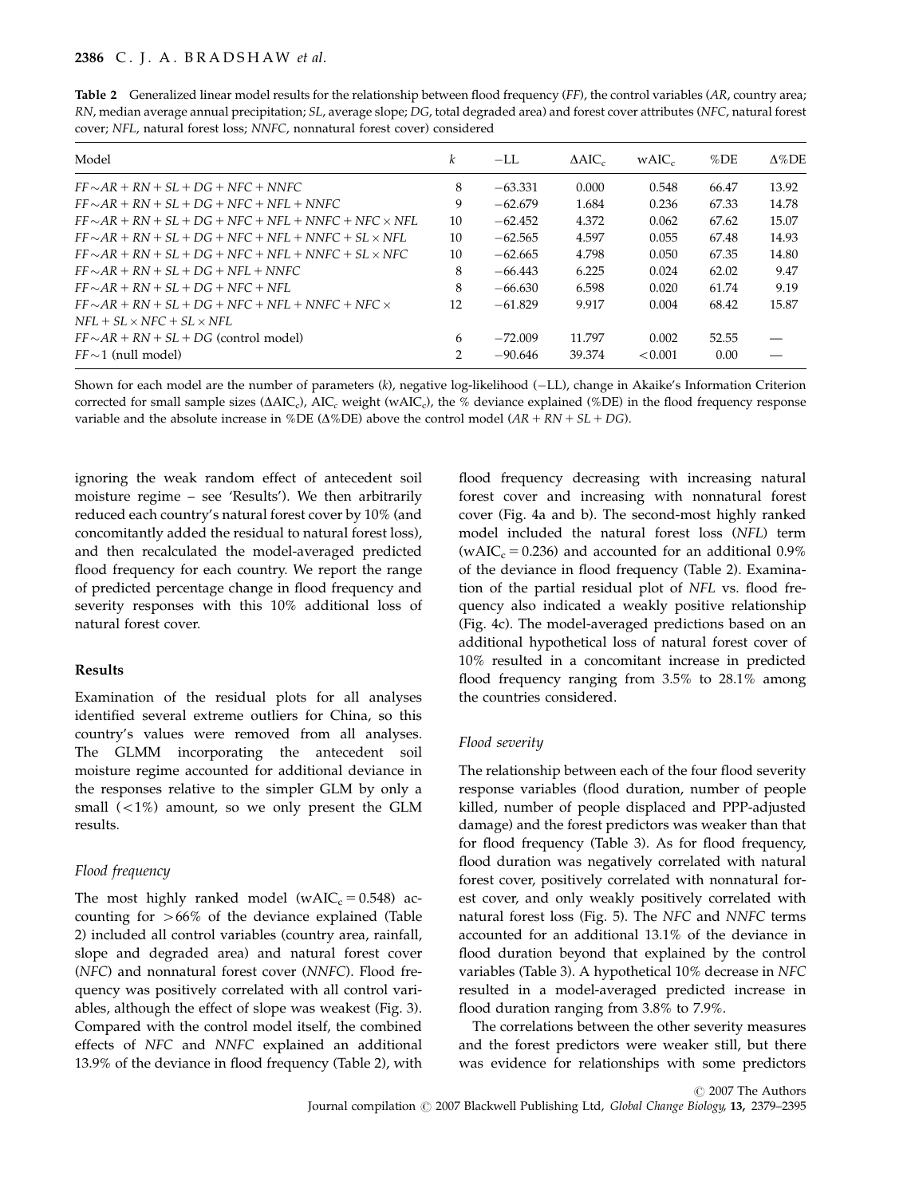**Table 2** Generalized linear model results for the relationship between flood frequency (*FF*), the control variables (*AR*, country area; *RN*, median average annual precipitation; *SL*, average slope; *DG*, total degraded area) and forest cover attributes (*NFC*, natural forest cover; *NFL*, natural forest loss; *NNFC*, nonnatural forest cover) considered

| Model | $k$ | −LL | $\Delta AIC_c$ | $wAIC_c$ | %DE | Δ%DE |
|---|---|---|---|---|---|---|
| $FF \sim AR + RN + SL + DG + NFC + NNFC$ | 8 | −63.331 | 0.000 | 0.548 | 66.47 | 13.92 |
| $FF \sim AR + RN + SL + DG + NFC + NFL + NNFC$ | 9 | −62.679 | 1.684 | 0.236 | 67.33 | 14.78 |
| $FF \sim AR + RN + SL + DG + NFC + NFL + NNFC + NFC \times NFL$ | 10 | −62.452 | 4.372 | 0.062 | 67.62 | 15.07 |
| $FF \sim AR + RN + SL + DG + NFC + NFL + NNFC + SL \times NFL$ | 10 | −62.565 | 4.597 | 0.055 | 67.48 | 14.93 |
| $FF \sim AR + RN + SL + DG + NFC + NFL + NNFC + SL \times NFC$ | 10 | −62.665 | 4.798 | 0.050 | 67.35 | 14.80 |
| $FF \sim AR + RN + SL + DG + NFL + NNFC$ | 8 | −66.443 | 6.225 | 0.024 | 62.02 | 9.47 |
| $FF \sim AR + RN + SL + DG + NFC + NFL$ | 8 | −66.630 | 6.598 | 0.020 | 61.74 | 9.19 |
| $FF \sim AR + RN + SL + DG + NFC + NFL + NNFC + NFC \times NFL + SL \times NFC + SL \times NFL$ | 12 | −61.829 | 9.917 | 0.004 | 68.42 | 15.87 |
| $FF \sim AR + RN + SL + DG$ (control model) | 6 | −72.009 | 11.797 | 0.002 | 52.55 | — |
| $FF \sim 1$ (null model) | 2 | −90.646 | 39.374 | <0.001 | 0.00 | — |

Shown for each model are the number of parameters ($k$), negative log-likelihood (−LL), change in Akaike's Information Criterion corrected for small sample sizes ($\Delta AIC_c$), $AIC_c$ weight ($wAIC_c$), the % deviance explained (%DE) in the flood frequency response variable and the absolute increase in %DE (Δ%DE) above the control model ($AR + RN + SL + DG$).

ignoring the weak random effect of antecedent soil moisture regime – see 'Results'). We then arbitrarily reduced each country's natural forest cover by 10% (and concomitantly added the residual to natural forest loss), and then recalculated the model-averaged predicted flood frequency for each country. We report the range of predicted percentage change in flood frequency and severity responses with this 10% additional loss of natural forest cover.

## Results

Examination of the residual plots for all analyses identified several extreme outliers for China, so this country's values were removed from all analyses. The GLMM incorporating the antecedent soil moisture regime accounted for additional deviance in the responses relative to the simpler GLM by only a small (<1%) amount, so we only present the GLM results.

### Flood frequency

The most highly ranked model ($wAIC_c = 0.548$) accounting for >66% of the deviance explained (Table 2) included all control variables (country area, rainfall, slope and degraded area) and natural forest cover (*NFC*) and nonnatural forest cover (*NNFC*). Flood frequency was positively correlated with all control variables, although the effect of slope was weakest (Fig. 3). Compared with the control model itself, the combined effects of *NFC* and *NNFC* explained an additional 13.9% of the deviance in flood frequency (Table 2), with flood frequency decreasing with increasing natural forest cover and increasing with nonnatural forest cover (Fig. 4a and b). The second-most highly ranked model included the natural forest loss (*NFL*) term ($wAIC_c = 0.236$) and accounted for an additional 0.9% of the deviance in flood frequency (Table 2). Examination of the partial residual plot of *NFL* vs. flood frequency also indicated a weakly positive relationship (Fig. 4c). The model-averaged predictions based on an additional hypothetical loss of natural forest cover of 10% resulted in a concomitant increase in predicted flood frequency ranging from 3.5% to 28.1% among the countries considered.

### Flood severity

The relationship between each of the four flood severity response variables (flood duration, number of people killed, number of people displaced and PPP-adjusted damage) and the forest predictors was weaker than that for flood frequency (Table 3). As for flood frequency, flood duration was negatively correlated with natural forest cover, positively correlated with nonnatural forest cover, and only weakly positively correlated with natural forest loss (Fig. 5). The *NFC* and *NNFC* terms accounted for an additional 13.1% of the deviance in flood duration beyond that explained by the control variables (Table 3). A hypothetical 10% decrease in *NFC* resulted in a model-averaged predicted increase in flood duration ranging from 3.8% to 7.9%.

The correlations between the other severity measures and the forest predictors were weaker still, but there was evidence for relationships with some predictors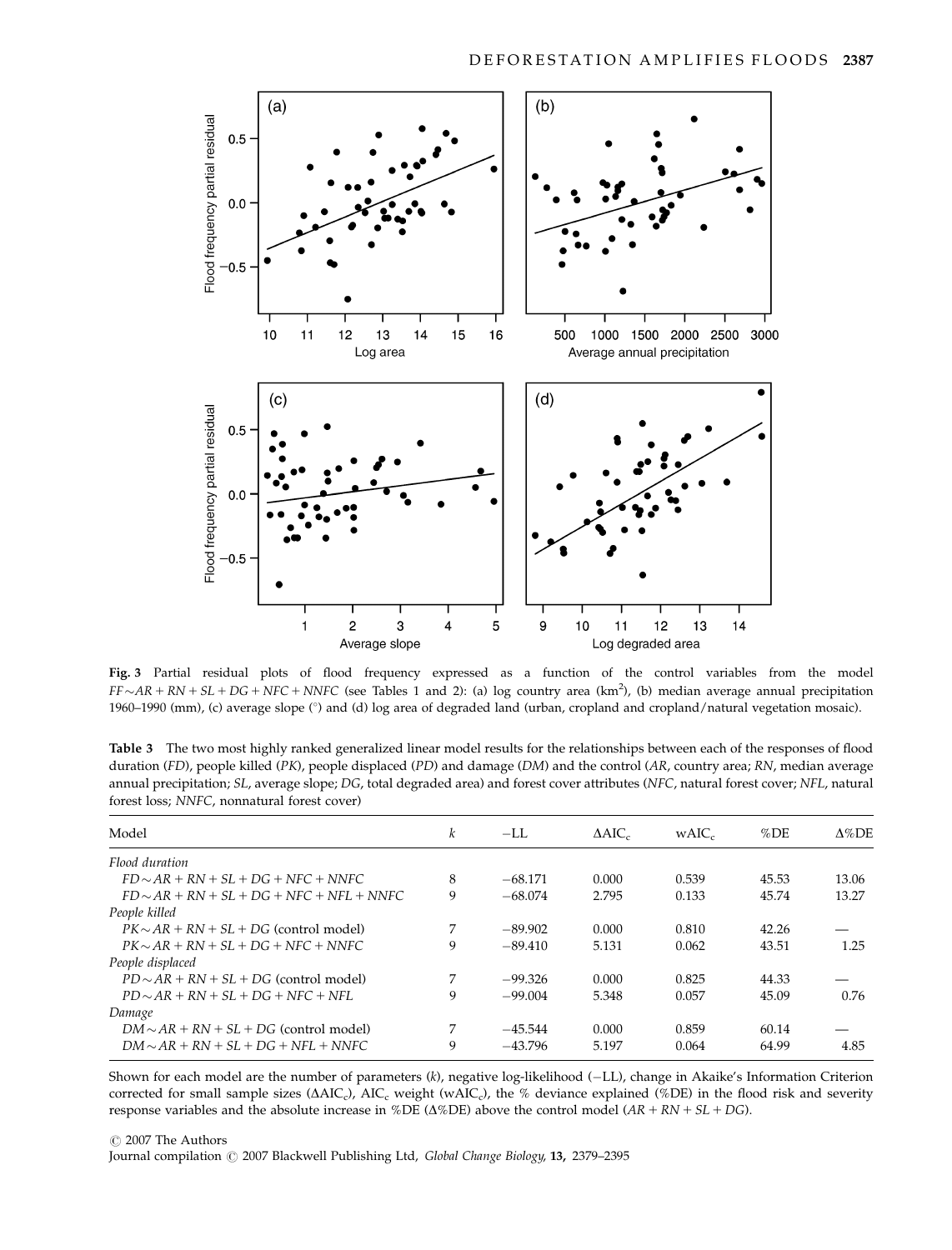**Fig. 3** Partial residual plots of flood frequency expressed as a function of the control variables from the model $FF \sim AR + RN + SL + DG + NFC + NNFC$ (see Tables 1 and 2): (a) log country area (km$^2$), (b) median average annual precipitation 1960–1990 (mm), (c) average slope (°) and (d) log area of degraded land (urban, cropland and cropland/natural vegetation mosaic).

**Table 3** The two most highly ranked generalized linear model results for the relationships between each of the responses of flood duration (*FD*), people killed (*PK*), people displaced (*PD*) and damage (*DM*) and the control (*AR*, country area; *RN*, median average annual precipitation; *SL*, average slope; *DG*, total degraded area) and forest cover attributes (*NFC*, natural forest cover; *NFL*, natural forest loss; *NNFC*, nonnatural forest cover)

| Model | $k$ | $-$LL | $\Delta$AIC$_c$ | wAIC$_c$ | %DE | $\Delta$%DE |
|---|---|---|---|---|---|---|
| *Flood duration* | | | | | | |
| $FD \sim AR + RN + SL + DG + NFC + NNFC$ | 8 | −68.171 | 0.000 | 0.539 | 45.53 | 13.06 |
| $FD \sim AR + RN + SL + DG + NFC + NFL + NNFC$ | 9 | −68.074 | 2.795 | 0.133 | 45.74 | 13.27 |
| *People killed* | | | | | | |
| $PK \sim AR + RN + SL + DG$ (control model) | 7 | −89.902 | 0.000 | 0.810 | 42.26 | — |
| $PK \sim AR + RN + SL + DG + NFC + NNFC$ | 9 | −89.410 | 5.131 | 0.062 | 43.51 | 1.25 |
| *People displaced* | | | | | | |
| $PD \sim AR + RN + SL + DG$ (control model) | 7 | −99.326 | 0.000 | 0.825 | 44.33 | — |
| $PD \sim AR + RN + SL + DG + NFC + NFL$ | 9 | −99.004 | 5.348 | 0.057 | 45.09 | 0.76 |
| *Damage* | | | | | | |
| $DM \sim AR + RN + SL + DG$ (control model) | 7 | −45.544 | 0.000 | 0.859 | 60.14 | — |
| $DM \sim AR + RN + SL + DG + NFL + NNFC$ | 9 | −43.796 | 5.197 | 0.064 | 64.99 | 4.85 |

Shown for each model are the number of parameters ($k$), negative log-likelihood ($-$LL), change in Akaike's Information Criterion corrected for small sample sizes ($\Delta$AIC$_c$), AIC$_c$ weight (wAIC$_c$), the % deviance explained (%DE) in the flood risk and severity response variables and the absolute increase in %DE ($\Delta$%DE) above the control model ($AR + RN + SL + DG$).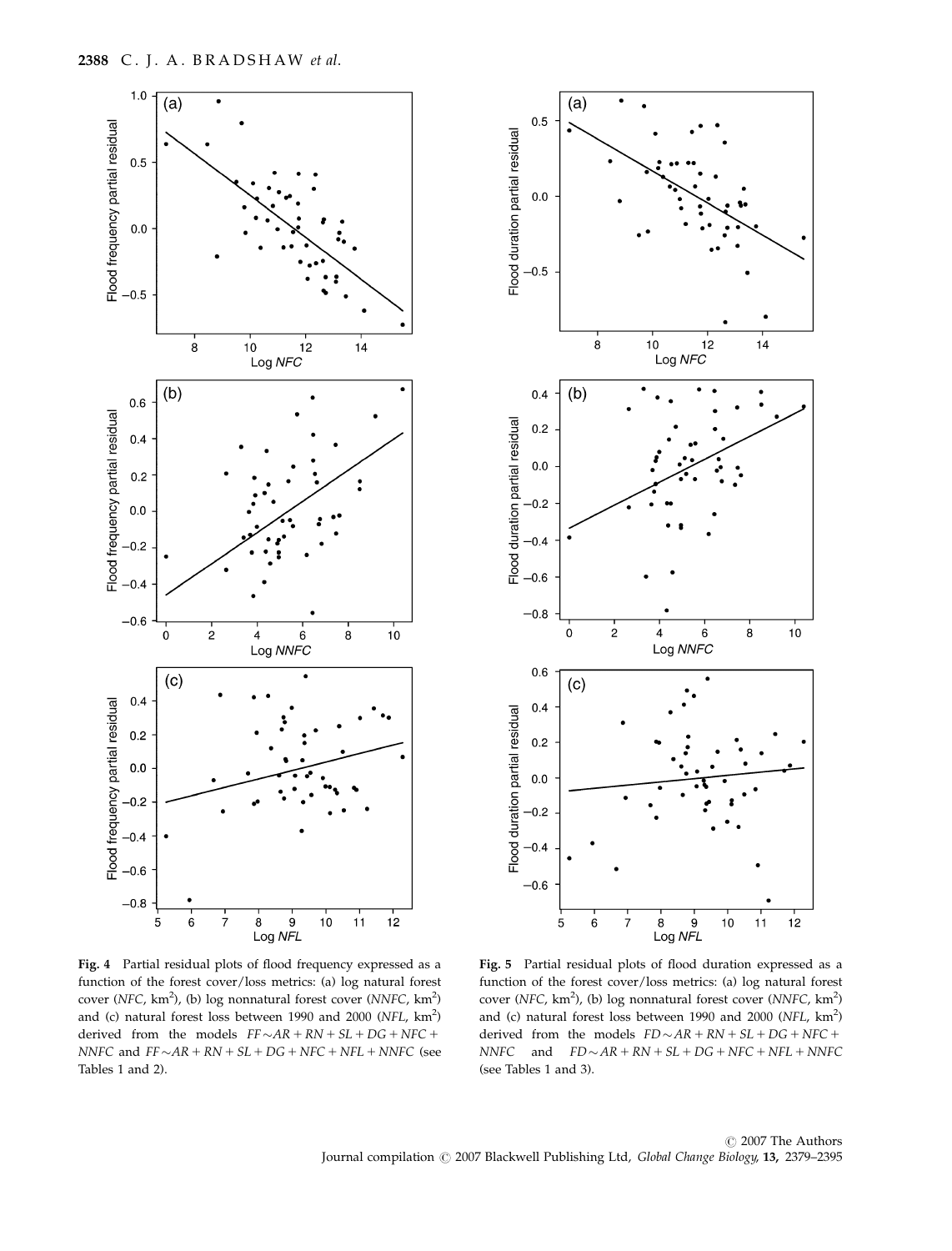**Fig. 4** Partial residual plots of flood frequency expressed as a function of the forest cover/loss metrics: (a) log natural forest cover (*NFC*, km$^2$), (b) log nonnatural forest cover (*NNFC*, km$^2$) and (c) natural forest loss between 1990 and 2000 (*NFL*, km$^2$) derived from the models $FF \sim AR + RN + SL + DG + NFC + NNFC$ and $FF \sim AR + RN + SL + DG + NFC + NFL + NNFC$ (see Tables 1 and 2).

**Fig. 5** Partial residual plots of flood duration expressed as a function of the forest cover/loss metrics: (a) log natural forest cover (*NFC*, km$^2$), (b) log nonnatural forest cover (*NNFC*, km$^2$) and (c) natural forest loss between 1990 and 2000 (*NFL*, km$^2$) derived from the models $FD \sim AR + RN + SL + DG + NFC + NNFC$ and $FD \sim AR + RN + SL + DG + NFC + NFL + NNFC$ (see Tables 1 and 3).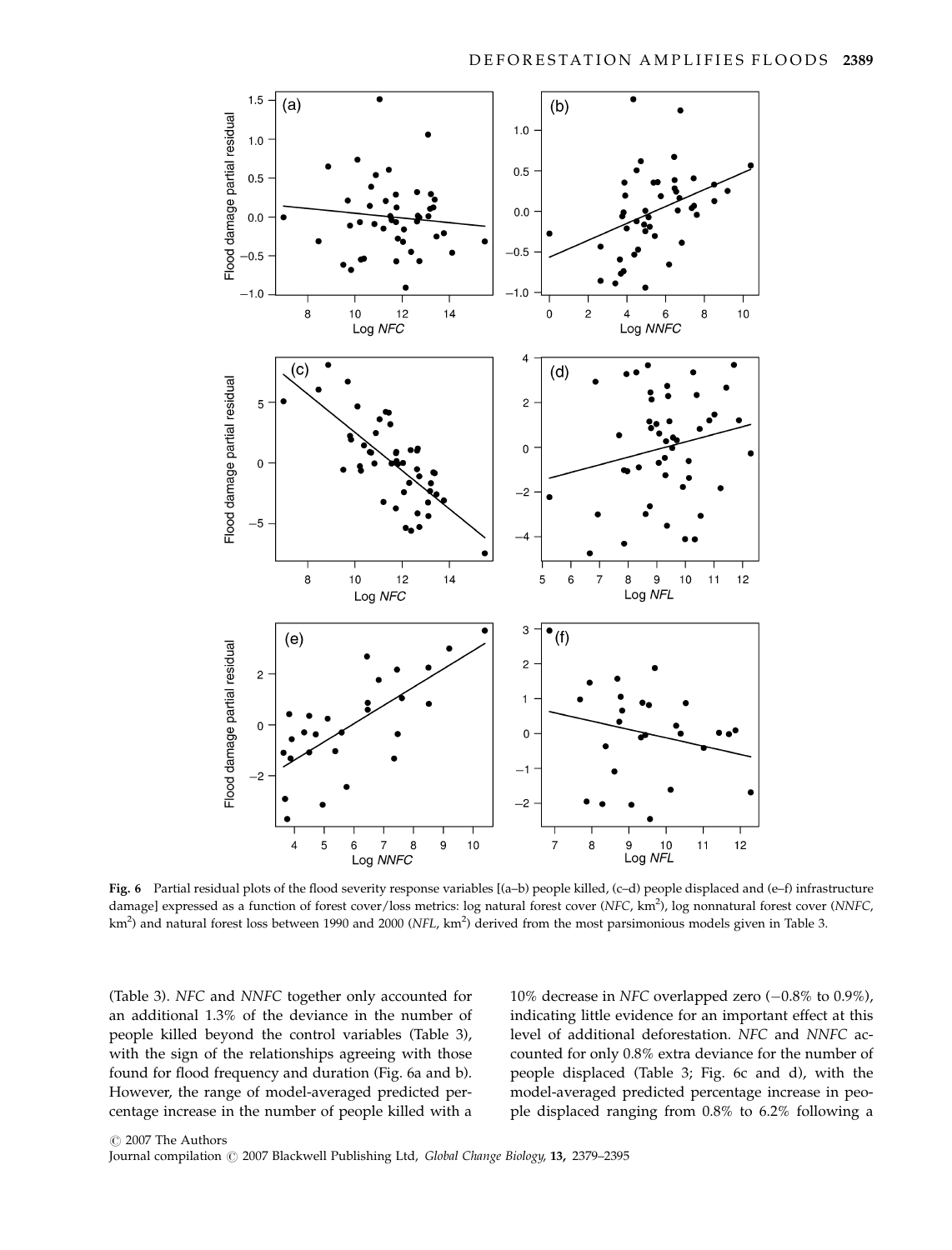**Fig. 6** Partial residual plots of the flood severity response variables [(a–b) people killed, (c–d) people displaced and (e–f) infrastructure damage] expressed as a function of forest cover/loss metrics: log natural forest cover (*NFC*, $km^2$), log nonnatural forest cover (*NNFC*, $km^2$) and natural forest loss between 1990 and 2000 (*NFL*, $km^2$) derived from the most parsimonious models given in Table 3.

(Table 3). *NFC* and *NNFC* together only accounted for an additional 1.3% of the deviance in the number of people killed beyond the control variables (Table 3), with the sign of the relationships agreeing with those found for flood frequency and duration (Fig. 6a and b). However, the range of model-averaged predicted percentage increase in the number of people killed with a 10% decrease in *NFC* overlapped zero (−0.8% to 0.9%), indicating little evidence for an important effect at this level of additional deforestation. *NFC* and *NNFC* accounted for only 0.8% extra deviance for the number of people displaced (Table 3; Fig. 6c and d), with the model-averaged predicted percentage increase in people displaced ranging from 0.8% to 6.2% following a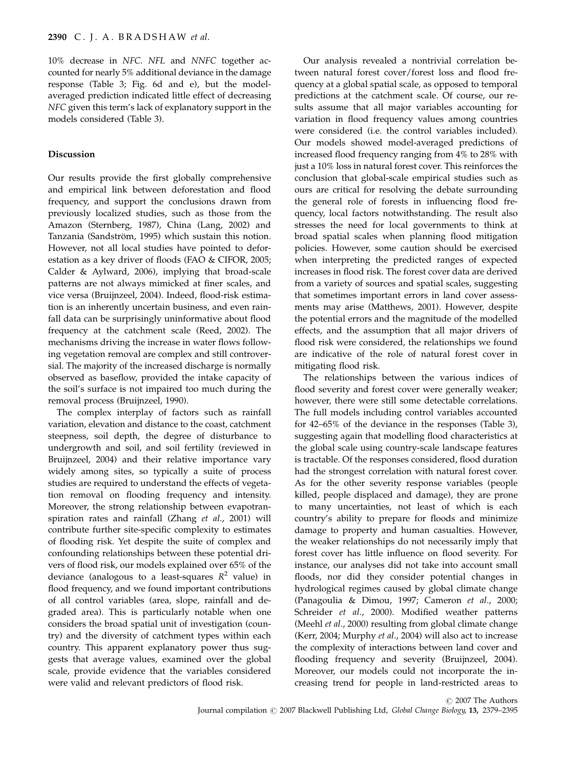10% decrease in *NFC*. *NFL* and *NNFC* together accounted for nearly 5% additional deviance in the damage response (Table 3; Fig. 6d and e), but the model-averaged prediction indicated little effect of decreasing *NFC* given this term's lack of explanatory support in the models considered (Table 3).

## Discussion

Our results provide the first globally comprehensive and empirical link between deforestation and flood frequency, and support the conclusions drawn from previously localized studies, such as those from the Amazon (Sternberg, 1987), China (Lang, 2002) and Tanzania (Sandström, 1995) which sustain this notion. However, not all local studies have pointed to deforestation as a key driver of floods (FAO & CIFOR, 2005; Calder & Aylward, 2006), implying that broad-scale patterns are not always mimicked at finer scales, and vice versa (Bruijnzeel, 2004). Indeed, flood-risk estimation is an inherently uncertain business, and even rainfall data can be surprisingly uninformative about flood frequency at the catchment scale (Reed, 2002). The mechanisms driving the increase in water flows following vegetation removal are complex and still controversial. The majority of the increased discharge is normally observed as baseflow, provided the intake capacity of the soil's surface is not impaired too much during the removal process (Bruijnzeel, 1990).

The complex interplay of factors such as rainfall variation, elevation and distance to the coast, catchment steepness, soil depth, the degree of disturbance to undergrowth and soil, and soil fertility (reviewed in Bruijnzeel, 2004) and their relative importance vary widely among sites, so typically a suite of process studies are required to understand the effects of vegetation removal on flooding frequency and intensity. Moreover, the strong relationship between evapotranspiration rates and rainfall (Zhang *et al.*, 2001) will contribute further site-specific complexity to estimates of flooding risk. Yet despite the suite of complex and confounding relationships between these potential drivers of flood risk, our models explained over 65% of the deviance (analogous to a least-squares $R^2$ value) in flood frequency, and we found important contributions of all control variables (area, slope, rainfall and degraded area). This is particularly notable when one considers the broad spatial unit of investigation (country) and the diversity of catchment types within each country. This apparent explanatory power thus suggests that average values, examined over the global scale, provide evidence that the variables considered were valid and relevant predictors of flood risk.

Our analysis revealed a nontrivial correlation between natural forest cover/forest loss and flood frequency at a global spatial scale, as opposed to temporal predictions at the catchment scale. Of course, our results assume that all major variables accounting for variation in flood frequency values among countries were considered (i.e. the control variables included). Our models showed model-averaged predictions of increased flood frequency ranging from 4% to 28% with just a 10% loss in natural forest cover. This reinforces the conclusion that global-scale empirical studies such as ours are critical for resolving the debate surrounding the general role of forests in influencing flood frequency, local factors notwithstanding. The result also stresses the need for local governments to think at broad spatial scales when planning flood mitigation policies. However, some caution should be exercised when interpreting the predicted ranges of expected increases in flood risk. The forest cover data are derived from a variety of sources and spatial scales, suggesting that sometimes important errors in land cover assessments may arise (Matthews, 2001). However, despite the potential errors and the magnitude of the modelled effects, and the assumption that all major drivers of flood risk were considered, the relationships we found are indicative of the role of natural forest cover in mitigating flood risk.

The relationships between the various indices of flood severity and forest cover were generally weaker; however, there were still some detectable correlations. The full models including control variables accounted for 42–65% of the deviance in the responses (Table 3), suggesting again that modelling flood characteristics at the global scale using country-scale landscape features is tractable. Of the responses considered, flood duration had the strongest correlation with natural forest cover. As for the other severity response variables (people killed, people displaced and damage), they are prone to many uncertainties, not least of which is each country's ability to prepare for floods and minimize damage to property and human casualties. However, the weaker relationships do not necessarily imply that forest cover has little influence on flood severity. For instance, our analyses did not take into account small floods, nor did they consider potential changes in hydrological regimes caused by global climate change (Panagoulia & Dimou, 1997; Cameron *et al.*, 2000; Schreider *et al.*, 2000). Modified weather patterns (Meehl *et al.*, 2000) resulting from global climate change (Kerr, 2004; Murphy *et al.*, 2004) will also act to increase the complexity of interactions between land cover and flooding frequency and severity (Bruijnzeel, 2004). Moreover, our models could not incorporate the increasing trend for people in land-restricted areas to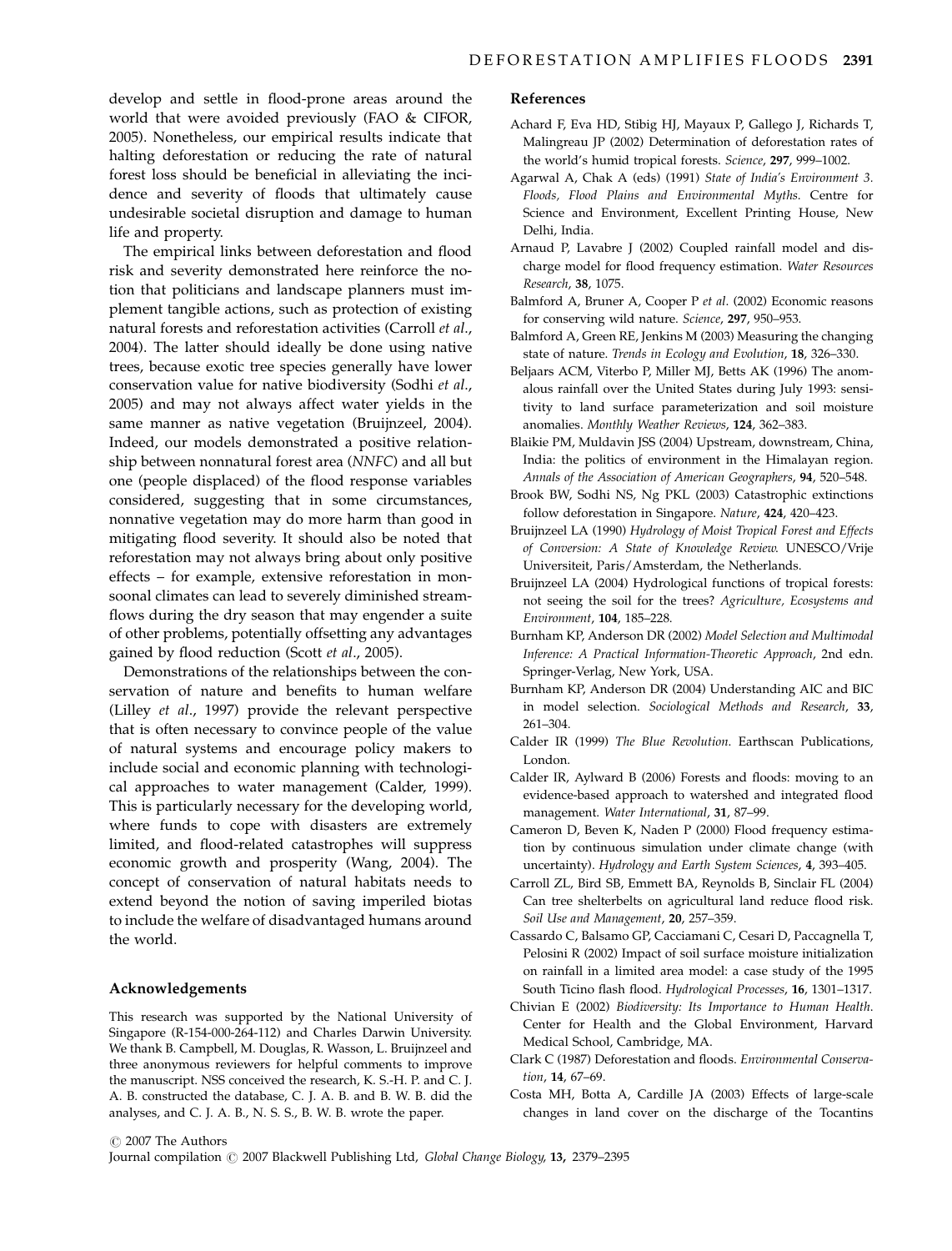develop and settle in flood-prone areas around the world that were avoided previously (FAO & CIFOR, 2005). Nonetheless, our empirical results indicate that halting deforestation or reducing the rate of natural forest loss should be beneficial in alleviating the incidence and severity of floods that ultimately cause undesirable societal disruption and damage to human life and property.

The empirical links between deforestation and flood risk and severity demonstrated here reinforce the notion that politicians and landscape planners must implement tangible actions, such as protection of existing natural forests and reforestation activities (Carroll *et al*., 2004). The latter should ideally be done using native trees, because exotic tree species generally have lower conservation value for native biodiversity (Sodhi *et al*., 2005) and may not always affect water yields in the same manner as native vegetation (Bruijnzeel, 2004). Indeed, our models demonstrated a positive relationship between nonnatural forest area (*NNFC*) and all but one (people displaced) of the flood response variables considered, suggesting that in some circumstances, nonnative vegetation may do more harm than good in mitigating flood severity. It should also be noted that reforestation may not always bring about only positive effects – for example, extensive reforestation in monsoonal climates can lead to severely diminished streamflows during the dry season that may engender a suite of other problems, potentially offsetting any advantages gained by flood reduction (Scott *et al*., 2005).

Demonstrations of the relationships between the conservation of nature and benefits to human welfare (Lilley *et al*., 1997) provide the relevant perspective that is often necessary to convince people of the value of natural systems and encourage policy makers to include social and economic planning with technological approaches to water management (Calder, 1999). This is particularly necessary for the developing world, where funds to cope with disasters are extremely limited, and flood-related catastrophes will suppress economic growth and prosperity (Wang, 2004). The concept of conservation of natural habitats needs to extend beyond the notion of saving imperiled biotas to include the welfare of disadvantaged humans around the world.

## Acknowledgements

This research was supported by the National University of Singapore (R-154-000-264-112) and Charles Darwin University. We thank B. Campbell, M. Douglas, R. Wasson, L. Bruijnzeel and three anonymous reviewers for helpful comments to improve the manuscript. NSS conceived the research, K. S.-H. P. and C. J. A. B. constructed the database, C. J. A. B. and B. W. B. did the analyses, and C. J. A. B., N. S. S., B. W. B. wrote the paper.

## References

Achard F, Eva HD, Stibig HJ, Mayaux P, Gallego J, Richards T, Malingreau JP (2002) Determination of deforestation rates of the world's humid tropical forests. *Science*, **297**, 999–1002.

Agarwal A, Chak A (eds) (1991) *State of India's Environment 3. Floods, Flood Plains and Environmental Myths*. Centre for Science and Environment, Excellent Printing House, New Delhi, India.

Arnaud P, Lavabre J (2002) Coupled rainfall model and discharge model for flood frequency estimation. *Water Resources Research*, **38**, 1075.

Balmford A, Bruner A, Cooper P *et al*. (2002) Economic reasons for conserving wild nature. *Science*, **297**, 950–953.

Balmford A, Green RE, Jenkins M (2003) Measuring the changing state of nature. *Trends in Ecology and Evolution*, **18**, 326–330.

Beljaars ACM, Viterbo P, Miller MJ, Betts AK (1996) The anomalous rainfall over the United States during July 1993: sensitivity to land surface parameterization and soil moisture anomalies. *Monthly Weather Reviews*, **124**, 362–383.

Blaikie PM, Muldavin JSS (2004) Upstream, downstream, China, India: the politics of environment in the Himalayan region. *Annals of the Association of American Geographers*, **94**, 520–548.

Brook BW, Sodhi NS, Ng PKL (2003) Catastrophic extinctions follow deforestation in Singapore. *Nature*, **424**, 420–423.

Bruijnzeel LA (1990) *Hydrology of Moist Tropical Forest and Effects of Conversion: A State of Knowledge Review*. UNESCO/Vrije Universiteit, Paris/Amsterdam, the Netherlands.

Bruijnzeel LA (2004) Hydrological functions of tropical forests: not seeing the soil for the trees? *Agriculture, Ecosystems and Environment*, **104**, 185–228.

Burnham KP, Anderson DR (2002) *Model Selection and Multimodal Inference: A Practical Information-Theoretic Approach*, 2nd edn. Springer-Verlag, New York, USA.

Burnham KP, Anderson DR (2004) Understanding AIC and BIC in model selection. *Sociological Methods and Research*, **33**, 261–304.

Calder IR (1999) *The Blue Revolution*. Earthscan Publications, London.

Calder IR, Aylward B (2006) Forests and floods: moving to an evidence-based approach to watershed and integrated flood management. *Water International*, **31**, 87–99.

Cameron D, Beven K, Naden P (2000) Flood frequency estimation by continuous simulation under climate change (with uncertainty). *Hydrology and Earth System Sciences*, **4**, 393–405.

Carroll ZL, Bird SB, Emmett BA, Reynolds B, Sinclair FL (2004) Can tree shelterbelts on agricultural land reduce flood risk. *Soil Use and Management*, **20**, 257–359.

Cassardo C, Balsamo GP, Cacciamani C, Cesari D, Paccagnella T, Pelosini R (2002) Impact of soil surface moisture initialization on rainfall in a limited area model: a case study of the 1995 South Ticino flash flood. *Hydrological Processes*, **16**, 1301–1317.

Chivian E (2002) *Biodiversity: Its Importance to Human Health*. Center for Health and the Global Environment, Harvard Medical School, Cambridge, MA.

Clark C (1987) Deforestation and floods. *Environmental Conservation*, **14**, 67–69.

Costa MH, Botta A, Cardille JA (2003) Effects of large-scale changes in land cover on the discharge of the Tocantins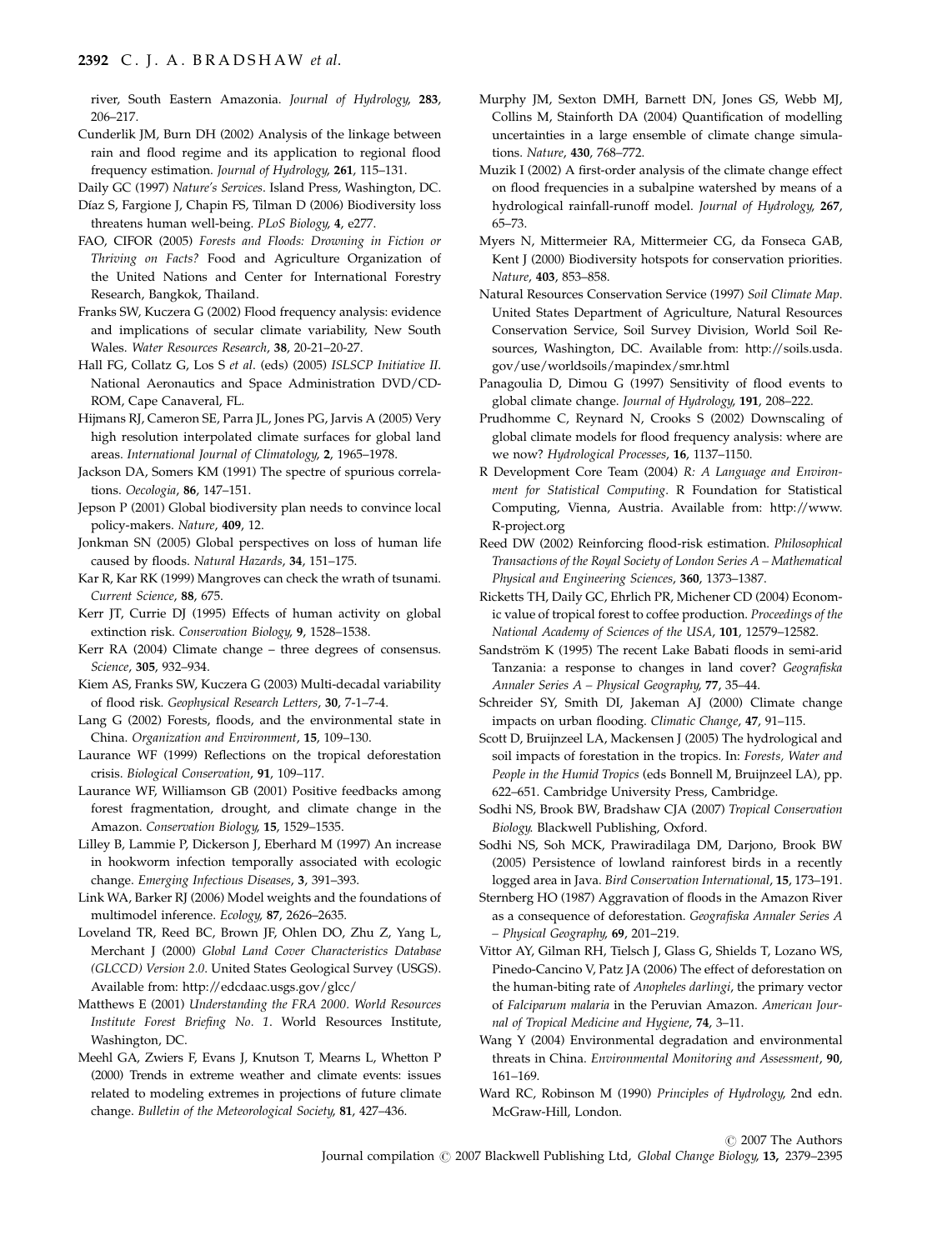river, South Eastern Amazonia. *Journal of Hydrology*, **283**, 206–217.

Cunderlik JM, Burn DH (2002) Analysis of the linkage between rain and flood regime and its application to regional flood frequency estimation. *Journal of Hydrology*, **261**, 115–131.

Daily GC (1997) *Nature's Services*. Island Press, Washington, DC.

Díaz S, Fargione J, Chapin FS, Tilman D (2006) Biodiversity loss threatens human well-being. *PLoS Biology*, **4**, e277.

FAO, CIFOR (2005) *Forests and Floods: Drowning in Fiction or Thriving on Facts?* Food and Agriculture Organization of the United Nations and Center for International Forestry Research, Bangkok, Thailand.

Franks SW, Kuczera G (2002) Flood frequency analysis: evidence and implications of secular climate variability, New South Wales. *Water Resources Research*, **38**, 20-21–20-27.

Hall FG, Collatz G, Los S *et al*. (eds) (2005) *ISLSCP Initiative II*. National Aeronautics and Space Administration DVD/CD-ROM, Cape Canaveral, FL.

Hijmans RJ, Cameron SE, Parra JL, Jones PG, Jarvis A (2005) Very high resolution interpolated climate surfaces for global land areas. *International Journal of Climatology*, **2**, 1965–1978.

Jackson DA, Somers KM (1991) The spectre of spurious correlations. *Oecologia*, **86**, 147–151.

Jepson P (2001) Global biodiversity plan needs to convince local policy-makers. *Nature*, **409**, 12.

Jonkman SN (2005) Global perspectives on loss of human life caused by floods. *Natural Hazards*, **34**, 151–175.

Kar R, Kar RK (1999) Mangroves can check the wrath of tsunami. *Current Science*, **88**, 675.

Kerr JT, Currie DJ (1995) Effects of human activity on global extinction risk. *Conservation Biology*, **9**, 1528–1538.

Kerr RA (2004) Climate change – three degrees of consensus. *Science*, **305**, 932–934.

Kiem AS, Franks SW, Kuczera G (2003) Multi-decadal variability of flood risk. *Geophysical Research Letters*, **30**, 7-1–7-4.

Lang G (2002) Forests, floods, and the environmental state in China. *Organization and Environment*, **15**, 109–130.

Laurance WF (1999) Reflections on the tropical deforestation crisis. *Biological Conservation*, **91**, 109–117.

Laurance WF, Williamson GB (2001) Positive feedbacks among forest fragmentation, drought, and climate change in the Amazon. *Conservation Biology*, **15**, 1529–1535.

Lilley B, Lammie P, Dickerson J, Eberhard M (1997) An increase in hookworm infection temporally associated with ecologic change. *Emerging Infectious Diseases*, **3**, 391–393.

Link WA, Barker RJ (2006) Model weights and the foundations of multimodel inference. *Ecology*, **87**, 2626–2635.

Loveland TR, Reed BC, Brown JF, Ohlen DO, Zhu Z, Yang L, Merchant J (2000) *Global Land Cover Characteristics Database (GLCCD) Version 2.0*. United States Geological Survey (USGS). Available from: http://edcdaac.usgs.gov/glcc/

Matthews E (2001) *Understanding the FRA 2000*. *World Resources Institute Forest Briefing No. 1*. World Resources Institute, Washington, DC.

Meehl GA, Zwiers F, Evans J, Knutson T, Mearns L, Whetton P (2000) Trends in extreme weather and climate events: issues related to modeling extremes in projections of future climate change. *Bulletin of the Meteorological Society*, **81**, 427–436.

Murphy JM, Sexton DMH, Barnett DN, Jones GS, Webb MJ, Collins M, Stainforth DA (2004) Quantification of modelling uncertainties in a large ensemble of climate change simulations. *Nature*, **430**, 768–772.

Muzik I (2002) A first-order analysis of the climate change effect on flood frequencies in a subalpine watershed by means of a hydrological rainfall-runoff model. *Journal of Hydrology*, **267**, 65–73.

Myers N, Mittermeier RA, Mittermeier CG, da Fonseca GAB, Kent J (2000) Biodiversity hotspots for conservation priorities. *Nature*, **403**, 853–858.

Natural Resources Conservation Service (1997) *Soil Climate Map*. United States Department of Agriculture, Natural Resources Conservation Service, Soil Survey Division, World Soil Resources, Washington, DC. Available from: http://soils.usda.gov/use/worldsoils/mapindex/smr.html

Panagoulia D, Dimou G (1997) Sensitivity of flood events to global climate change. *Journal of Hydrology*, **191**, 208–222.

Prudhomme C, Reynard N, Crooks S (2002) Downscaling of global climate models for flood frequency analysis: where are we now? *Hydrological Processes*, **16**, 1137–1150.

R Development Core Team (2004) *R: A Language and Environment for Statistical Computing*. R Foundation for Statistical Computing, Vienna, Austria. Available from: http://www.R-project.org

Reed DW (2002) Reinforcing flood-risk estimation. *Philosophical Transactions of the Royal Society of London Series A – Mathematical Physical and Engineering Sciences*, **360**, 1373–1387.

Ricketts TH, Daily GC, Ehrlich PR, Michener CD (2004) Economic value of tropical forest to coffee production. *Proceedings of the National Academy of Sciences of the USA*, **101**, 12579–12582.

Sandström K (1995) The recent Lake Babati floods in semi-arid Tanzania: a response to changes in land cover? *Geografiska Annaler Series A – Physical Geography*, **77**, 35–44.

Schreider SY, Smith DI, Jakeman AJ (2000) Climate change impacts on urban flooding. *Climatic Change*, **47**, 91–115.

Scott D, Bruijnzeel LA, Mackensen J (2005) The hydrological and soil impacts of forestation in the tropics. In: *Forests, Water and People in the Humid Tropics* (eds Bonnell M, Bruijnzeel LA), pp. 622–651. Cambridge University Press, Cambridge.

Sodhi NS, Brook BW, Bradshaw CJA (2007) *Tropical Conservation Biology*. Blackwell Publishing, Oxford.

Sodhi NS, Soh MCK, Prawiradilaga DM, Darjono, Brook BW (2005) Persistence of lowland rainforest birds in a recently logged area in Java. *Bird Conservation International*, **15**, 173–191.

Sternberg HO (1987) Aggravation of floods in the Amazon River as a consequence of deforestation. *Geografiska Annaler Series A – Physical Geography*, **69**, 201–219.

Vittor AY, Gilman RH, Tielsch J, Glass G, Shields T, Lozano WS, Pinedo-Cancino V, Patz JA (2006) The effect of deforestation on the human-biting rate of *Anopheles darlingi*, the primary vector of *Falciparum malaria* in the Peruvian Amazon. *American Journal of Tropical Medicine and Hygiene*, **74**, 3–11.

Wang Y (2004) Environmental degradation and environmental threats in China. *Environmental Monitoring and Assessment*, **90**, 161–169.

Ward RC, Robinson M (1990) *Principles of Hydrology*, 2nd edn. McGraw-Hill, London.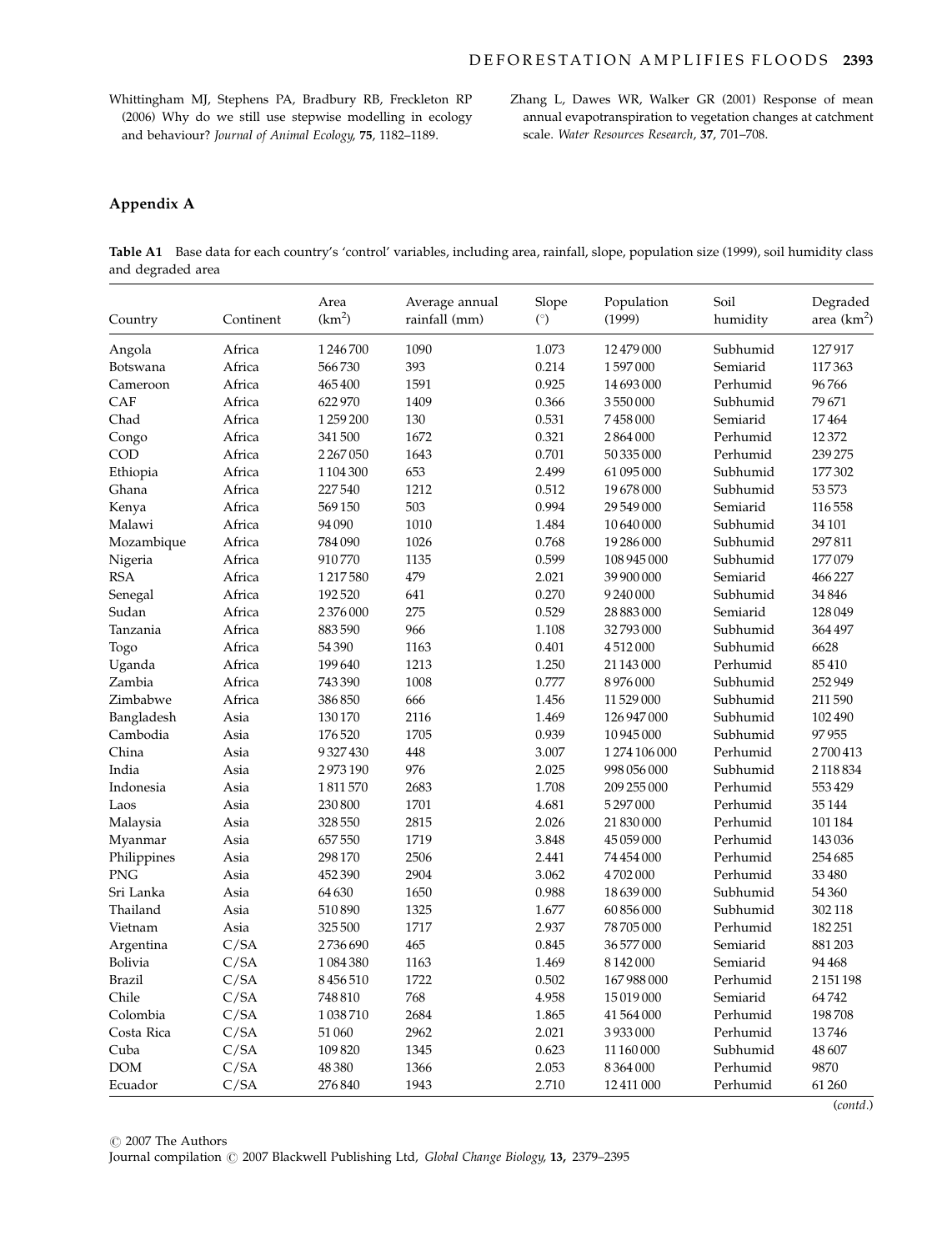Whittingham MJ, Stephens PA, Bradbury RB, Freckleton RP (2006) Why do we still use stepwise modelling in ecology and behaviour? *Journal of Animal Ecology*, **75**, 1182–1189.

Zhang L, Dawes WR, Walker GR (2001) Response of mean annual evapotranspiration to vegetation changes at catchment scale. *Water Resources Research*, **37**, 701–708.

## Appendix A

**Table A1** Base data for each country's 'control' variables, including area, rainfall, slope, population size (1999), soil humidity class and degraded area

| Country | Continent | Area ($km^2$) | Average annual rainfall (mm) | Slope (°) | Population (1999) | Soil humidity | Degraded area ($km^2$) |
|---|---|---|---|---|---|---|---|
| Angola | Africa | 1 246 700 | 1090 | 1.073 | 12 479 000 | Subhumid | 127 917 |
| Botswana | Africa | 566 730 | 393 | 0.214 | 1 597 000 | Semiarid | 117 363 |
| Cameroon | Africa | 465 400 | 1591 | 0.925 | 14 693 000 | Perhumid | 96 766 |
| CAF | Africa | 622 970 | 1409 | 0.366 | 3 550 000 | Subhumid | 79 671 |
| Chad | Africa | 1 259 200 | 130 | 0.531 | 7 458 000 | Semiarid | 17 464 |
| Congo | Africa | 341 500 | 1672 | 0.321 | 2 864 000 | Perhumid | 12 372 |
| COD | Africa | 2 267 050 | 1643 | 0.701 | 50 335 000 | Perhumid | 239 275 |
| Ethiopia | Africa | 1 104 300 | 653 | 2.499 | 61 095 000 | Subhumid | 177 302 |
| Ghana | Africa | 227 540 | 1212 | 0.512 | 19 678 000 | Subhumid | 53 573 |
| Kenya | Africa | 569 150 | 503 | 0.994 | 29 549 000 | Semiarid | 116 558 |
| Malawi | Africa | 94 090 | 1010 | 1.484 | 10 640 000 | Subhumid | 34 101 |
| Mozambique | Africa | 784 090 | 1026 | 0.768 | 19 286 000 | Subhumid | 297 811 |
| Nigeria | Africa | 910 770 | 1135 | 0.599 | 108 945 000 | Subhumid | 177 079 |
| RSA | Africa | 1 217 580 | 479 | 2.021 | 39 900 000 | Semiarid | 466 227 |
| Senegal | Africa | 192 520 | 641 | 0.270 | 9 240 000 | Subhumid | 34 846 |
| Sudan | Africa | 2 376 000 | 275 | 0.529 | 28 883 000 | Semiarid | 128 049 |
| Tanzania | Africa | 883 590 | 966 | 1.108 | 32 793 000 | Subhumid | 364 497 |
| Togo | Africa | 54 390 | 1163 | 0.401 | 4 512 000 | Subhumid | 6628 |
| Uganda | Africa | 199 640 | 1213 | 1.250 | 21 143 000 | Perhumid | 85 410 |
| Zambia | Africa | 743 390 | 1008 | 0.777 | 8 976 000 | Subhumid | 252 949 |
| Zimbabwe | Africa | 386 850 | 666 | 1.456 | 11 529 000 | Subhumid | 211 590 |
| Bangladesh | Asia | 130 170 | 2116 | 1.469 | 126 947 000 | Subhumid | 102 490 |
| Cambodia | Asia | 176 520 | 1705 | 0.939 | 10 945 000 | Subhumid | 97 955 |
| China | Asia | 9 327 430 | 448 | 3.007 | 1 274 106 000 | Perhumid | 2 700 413 |
| India | Asia | 2 973 190 | 976 | 2.025 | 998 056 000 | Subhumid | 2 118 834 |
| Indonesia | Asia | 1 811 570 | 2683 | 1.708 | 209 255 000 | Perhumid | 553 429 |
| Laos | Asia | 230 800 | 1701 | 4.681 | 5 297 000 | Perhumid | 35 144 |
| Malaysia | Asia | 328 550 | 2815 | 2.026 | 21 830 000 | Perhumid | 101 184 |
| Myanmar | Asia | 657 550 | 1719 | 3.848 | 45 059 000 | Perhumid | 143 036 |
| Philippines | Asia | 298 170 | 2506 | 2.441 | 74 454 000 | Perhumid | 254 685 |
| PNG | Asia | 452 390 | 2904 | 3.062 | 4 702 000 | Perhumid | 33 480 |
| Sri Lanka | Asia | 64 630 | 1650 | 0.988 | 18 639 000 | Subhumid | 54 360 |
| Thailand | Asia | 510 890 | 1325 | 1.677 | 60 856 000 | Subhumid | 302 118 |
| Vietnam | Asia | 325 500 | 1717 | 2.937 | 78 705 000 | Perhumid | 182 251 |
| Argentina | C/SA | 2 736 690 | 465 | 0.845 | 36 577 000 | Semiarid | 881 203 |
| Bolivia | C/SA | 1 084 380 | 1163 | 1.469 | 8 142 000 | Semiarid | 94 468 |
| Brazil | C/SA | 8 456 510 | 1722 | 0.502 | 167 988 000 | Perhumid | 2 151 198 |
| Chile | C/SA | 748 810 | 768 | 4.958 | 15 019 000 | Semiarid | 64 742 |
| Colombia | C/SA | 1 038 710 | 2684 | 1.865 | 41 564 000 | Perhumid | 198 708 |
| Costa Rica | C/SA | 51 060 | 2962 | 2.021 | 3 933 000 | Perhumid | 13 746 |
| Cuba | C/SA | 109 820 | 1345 | 0.623 | 11 160 000 | Subhumid | 48 607 |
| DOM | C/SA | 48 380 | 1366 | 2.053 | 8 364 000 | Perhumid | 9870 |
| Ecuador | C/SA | 276 840 | 1943 | 2.710 | 12 411 000 | Perhumid | 61 260 |

(*contd.*)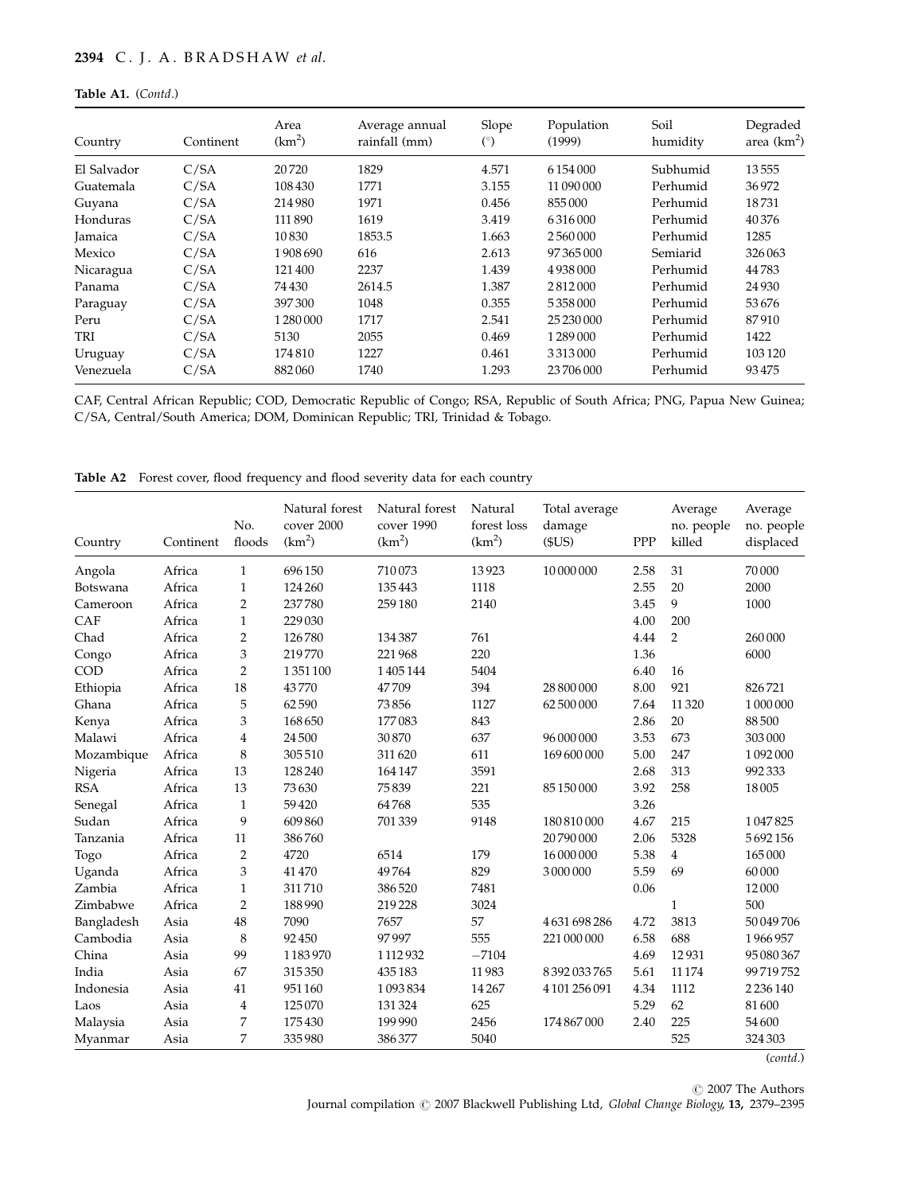**Table A1.** (*Contd.*)

| Country | Continent | Area ($km^2$) | Average annual rainfall (mm) | Slope (°) | Population (1999) | Soil humidity | Degraded area ($km^2$) |
|---|---|---|---|---|---|---|---|
| El Salvador | C/SA | 20 720 | 1829 | 4.571 | 6 154 000 | Subhumid | 13 555 |
| Guatemala | C/SA | 108 430 | 1771 | 3.155 | 11 090 000 | Perhumid | 36 972 |
| Guyana | C/SA | 214 980 | 1971 | 0.456 | 855 000 | Perhumid | 18 731 |
| Honduras | C/SA | 111 890 | 1619 | 3.419 | 6 316 000 | Perhumid | 40 376 |
| Jamaica | C/SA | 10 830 | 1853.5 | 1.663 | 2 560 000 | Perhumid | 1285 |
| Mexico | C/SA | 1 908 690 | 616 | 2.613 | 97 365 000 | Semiarid | 326 063 |
| Nicaragua | C/SA | 121 400 | 2237 | 1.439 | 4 938 000 | Perhumid | 44 783 |
| Panama | C/SA | 74 430 | 2614.5 | 1.387 | 2 812 000 | Perhumid | 24 930 |
| Paraguay | C/SA | 397 300 | 1048 | 0.355 | 5 358 000 | Perhumid | 53 676 |
| Peru | C/SA | 1 280 000 | 1717 | 2.541 | 25 230 000 | Perhumid | 87 910 |
| TRI | C/SA | 5130 | 2055 | 0.469 | 1 289 000 | Perhumid | 1422 |
| Uruguay | C/SA | 174 810 | 1227 | 0.461 | 3 313 000 | Perhumid | 103 120 |
| Venezuela | C/SA | 882 060 | 1740 | 1.293 | 23 706 000 | Perhumid | 93 475 |

CAF, Central African Republic; COD, Democratic Republic of Congo; RSA, Republic of South Africa; PNG, Papua New Guinea; C/SA, Central/South America; DOM, Dominican Republic; TRI, Trinidad & Tobago.

**Table A2** Forest cover, flood frequency and flood severity data for each country

| Country | Continent | No. floods | Natural forest cover 2000 ($km^2$) | Natural forest cover 1990 ($km^2$) | Natural forest loss ($km^2$) | Total average damage ($US) | PPP | Average no. people killed | Average no. people displaced |
|---|---|---|---|---|---|---|---|---|---|
| Angola | Africa | 1 | 696 150 | 710 073 | 13 923 | 10 000 000 | 2.58 | 31 | 70 000 |
| Botswana | Africa | 1 | 124 260 | 135 443 | 1118 | | 2.55 | 20 | 2000 |
| Cameroon | Africa | 2 | 237 780 | 259 180 | 2140 | | 3.45 | 9 | 1000 |
| CAF | Africa | 1 | 229 030 | | | | 4.00 | 200 | |
| Chad | Africa | 2 | 126 780 | 134 387 | 761 | | 4.44 | 2 | 260 000 |
| Congo | Africa | 3 | 219 770 | 221 968 | 220 | | 1.36 | | 6000 |
| COD | Africa | 2 | 1 351 100 | 1 405 144 | 5404 | | 6.40 | 16 | |
| Ethiopia | Africa | 18 | 43 770 | 47 709 | 394 | 28 800 000 | 8.00 | 921 | 826 721 |
| Ghana | Africa | 5 | 62 590 | 73 856 | 1127 | 62 500 000 | 7.64 | 11 320 | 1 000 000 |
| Kenya | Africa | 3 | 168 650 | 177 083 | 843 | | 2.86 | 20 | 88 500 |
| Malawi | Africa | 4 | 24 500 | 30 870 | 637 | 96 000 000 | 3.53 | 673 | 303 000 |
| Mozambique | Africa | 8 | 305 510 | 311 620 | 611 | 169 600 000 | 5.00 | 247 | 1 092 000 |
| Nigeria | Africa | 13 | 128 240 | 164 147 | 3591 | | 2.68 | 313 | 992 333 |
| RSA | Africa | 13 | 73 630 | 75 839 | 221 | 85 150 000 | 3.92 | 258 | 18 005 |
| Senegal | Africa | 1 | 59 420 | 64 768 | 535 | | 3.26 | | |
| Sudan | Africa | 9 | 609 860 | 701 339 | 9148 | 180 810 000 | 4.67 | 215 | 1 047 825 |
| Tanzania | Africa | 11 | 386 760 | | | 20 790 000 | 2.06 | 5328 | 5 692 156 |
| Togo | Africa | 2 | 4720 | 6514 | 179 | 16 000 000 | 5.38 | 4 | 165 000 |
| Uganda | Africa | 3 | 41 470 | 49 764 | 829 | 3 000 000 | 5.59 | 69 | 60 000 |
| Zambia | Africa | 1 | 311 710 | 386 520 | 7481 | | 0.06 | | 12 000 |
| Zimbabwe | Africa | 2 | 188 990 | 219 228 | 3024 | | | 1 | 500 |
| Bangladesh | Asia | 48 | 7090 | 7657 | 57 | 4 631 698 286 | 4.72 | 3813 | 50 049 706 |
| Cambodia | Asia | 8 | 92 450 | 97 997 | 555 | 221 000 000 | 6.58 | 688 | 1 966 957 |
| China | Asia | 99 | 1 183 970 | 1 112 932 | −7104 | | 4.69 | 12 931 | 95 080 367 |
| India | Asia | 67 | 315 350 | 435 183 | 11 983 | 8 392 033 765 | 5.61 | 11 174 | 99 719 752 |
| Indonesia | Asia | 41 | 951 160 | 1 093 834 | 14 267 | 4 101 256 091 | 4.34 | 1112 | 2 236 140 |
| Laos | Asia | 4 | 125 070 | 131 324 | 625 | | 5.29 | 62 | 81 600 |
| Malaysia | Asia | 7 | 175 430 | 199 990 | 2456 | 174 867 000 | 2.40 | 225 | 54 600 |
| Myanmar | Asia | 7 | 335 980 | 386 377 | 5040 | | | 525 | 324 303 |

(*contd.*)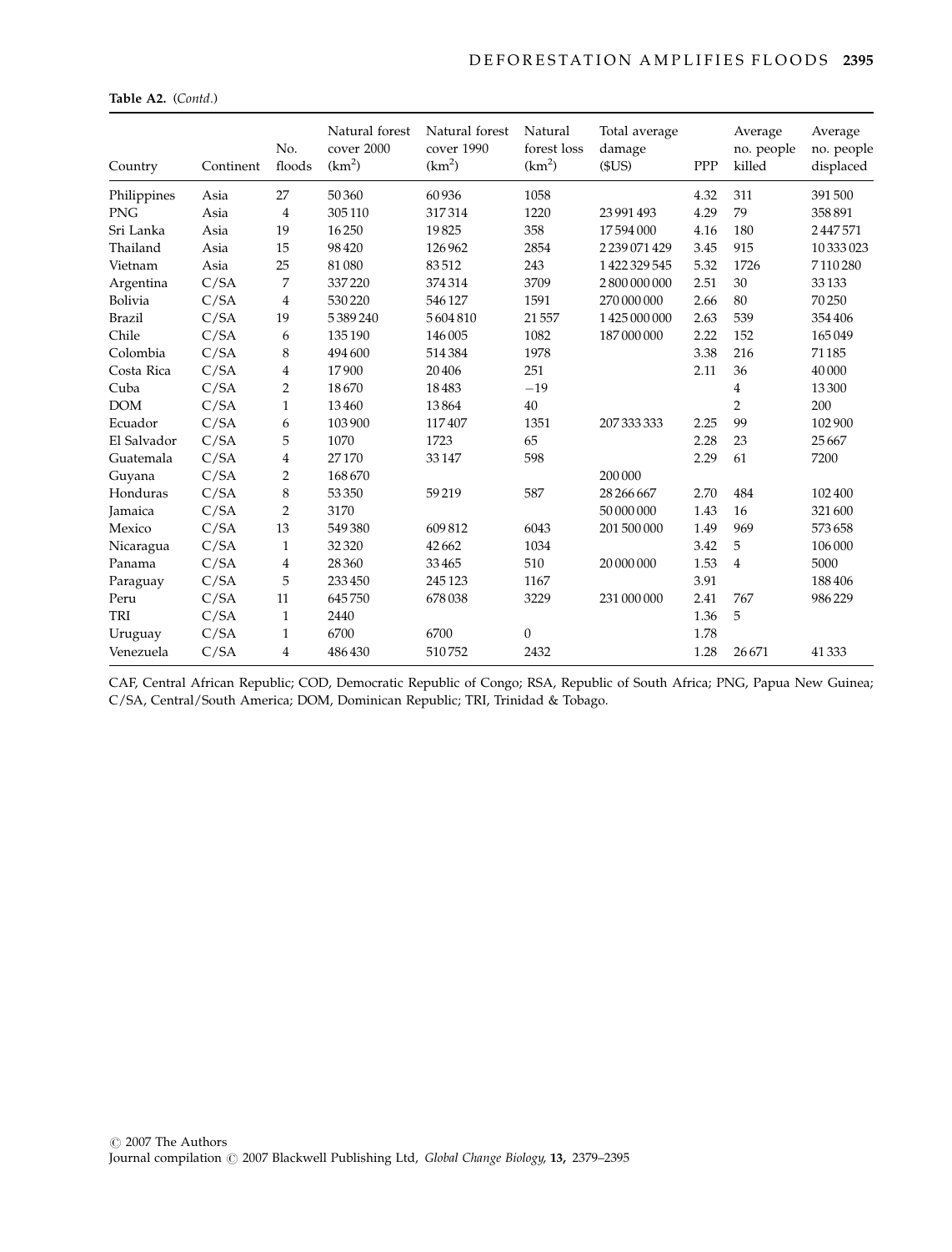**Table A2.** (*Contd.*)

| Country | Continent | No. floods | Natural forest cover 2000 (km$^2$) | Natural forest cover 1990 (km$^2$) | Natural forest loss (km$^2$) | Total average damage ($US) | PPP | Average no. people killed | Average no. people displaced |
|---|---|---|---|---|---|---|---|---|---|
| Philippines | Asia | 27 | 50 360 | 60 936 | 1058 | | 4.32 | 311 | 391 500 |
| PNG | Asia | 4 | 305 110 | 317 314 | 1220 | 23 991 493 | 4.29 | 79 | 358 891 |
| Sri Lanka | Asia | 19 | 16 250 | 19 825 | 358 | 17 594 000 | 4.16 | 180 | 2 447 571 |
| Thailand | Asia | 15 | 98 420 | 126 962 | 2854 | 2 239 071 429 | 3.45 | 915 | 10 333 023 |
| Vietnam | Asia | 25 | 81 080 | 83 512 | 243 | 1 422 329 545 | 5.32 | 1726 | 7 110 280 |
| Argentina | C/SA | 7 | 337 220 | 374 314 | 3709 | 2 800 000 000 | 2.51 | 30 | 33 133 |
| Bolivia | C/SA | 4 | 530 220 | 546 127 | 1591 | 270 000 000 | 2.66 | 80 | 70 250 |
| Brazil | C/SA | 19 | 5 389 240 | 5 604 810 | 21 557 | 1 425 000 000 | 2.63 | 539 | 354 406 |
| Chile | C/SA | 6 | 135 190 | 146 005 | 1082 | 187 000 000 | 2.22 | 152 | 165 049 |
| Colombia | C/SA | 8 | 494 600 | 514 384 | 1978 | | 3.38 | 216 | 71 185 |
| Costa Rica | C/SA | 4 | 17 900 | 20 406 | 251 | | 2.11 | 36 | 40 000 |
| Cuba | C/SA | 2 | 18 670 | 18 483 | −19 | | | 4 | 13 300 |
| DOM | C/SA | 1 | 13 460 | 13 864 | 40 | | | 2 | 200 |
| Ecuador | C/SA | 6 | 103 900 | 117 407 | 1351 | 207 333 333 | 2.25 | 99 | 102 900 |
| El Salvador | C/SA | 5 | 1070 | 1723 | 65 | | 2.28 | 23 | 25 667 |
| Guatemala | C/SA | 4 | 27 170 | 33 147 | 598 | | 2.29 | 61 | 7200 |
| Guyana | C/SA | 2 | 168 670 | | | 200 000 | | | |
| Honduras | C/SA | 8 | 53 350 | 59 219 | 587 | 28 266 667 | 2.70 | 484 | 102 400 |
| Jamaica | C/SA | 2 | 3170 | | | 50 000 000 | 1.43 | 16 | 321 600 |
| Mexico | C/SA | 13 | 549 380 | 609 812 | 6043 | 201 500 000 | 1.49 | 969 | 573 658 |
| Nicaragua | C/SA | 1 | 32 320 | 42 662 | 1034 | | 3.42 | 5 | 106 000 |
| Panama | C/SA | 4 | 28 360 | 33 465 | 510 | 20 000 000 | 1.53 | 4 | 5000 |
| Paraguay | C/SA | 5 | 233 450 | 245 123 | 1167 | | 3.91 | | 188 406 |
| Peru | C/SA | 11 | 645 750 | 678 038 | 3229 | 231 000 000 | 2.41 | 767 | 986 229 |
| TRI | C/SA | 1 | 2440 | | | | 1.36 | 5 | |
| Uruguay | C/SA | 1 | 6700 | 6700 | 0 | | 1.78 | | |
| Venezuela | C/SA | 4 | 486 430 | 510 752 | 2432 | | 1.28 | 26 671 | 41 333 |

CAF, Central African Republic; COD, Democratic Republic of Congo; RSA, Republic of South Africa; PNG, Papua New Guinea; C/SA, Central/South America; DOM, Dominican Republic; TRI, Trinidad & Tobago.